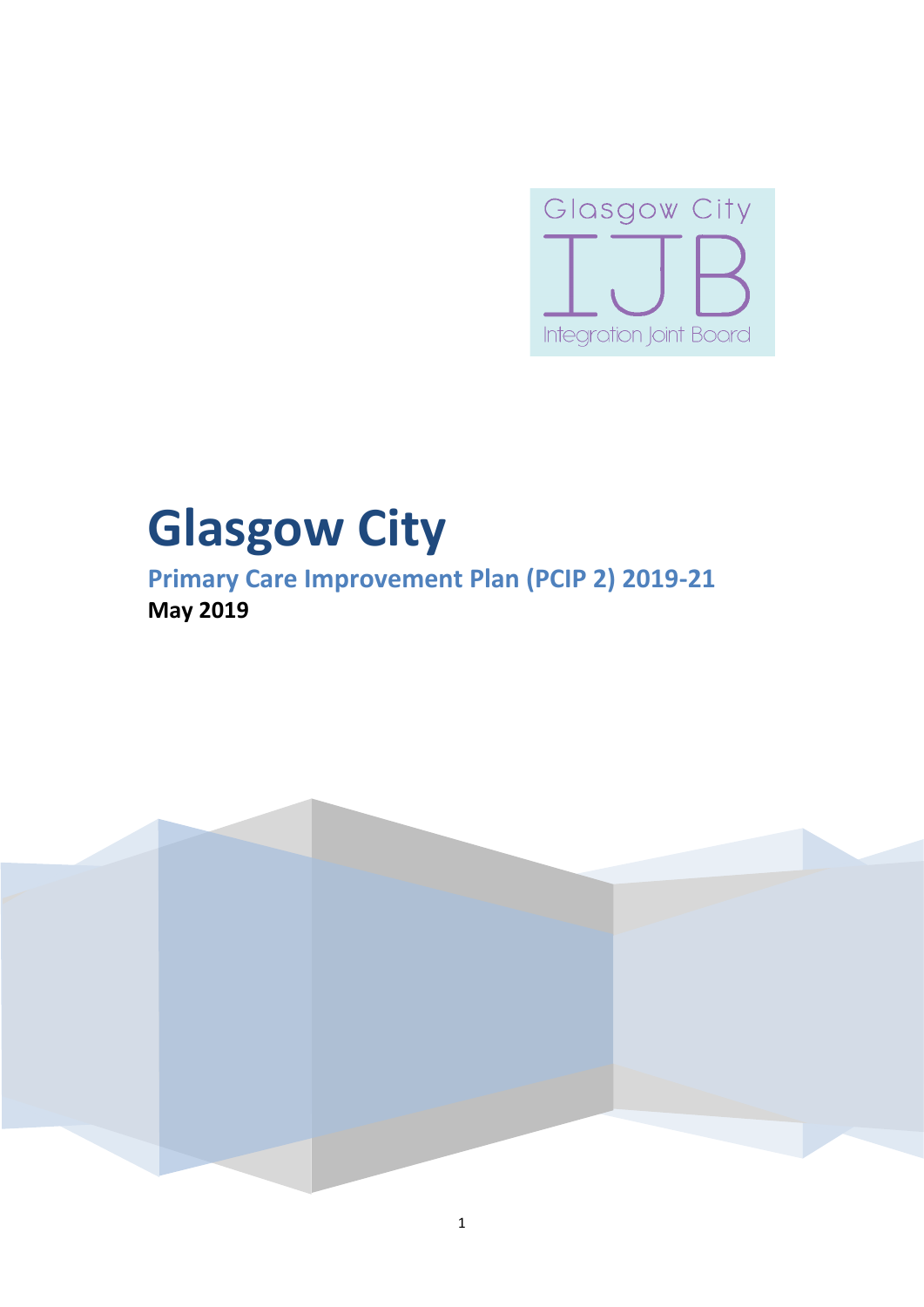Glasgow City

IJB

Integration Joint Board

# Glasgow City

## Primary Care Improvement Plan (PCIP 2) 2019-21

**May 2019**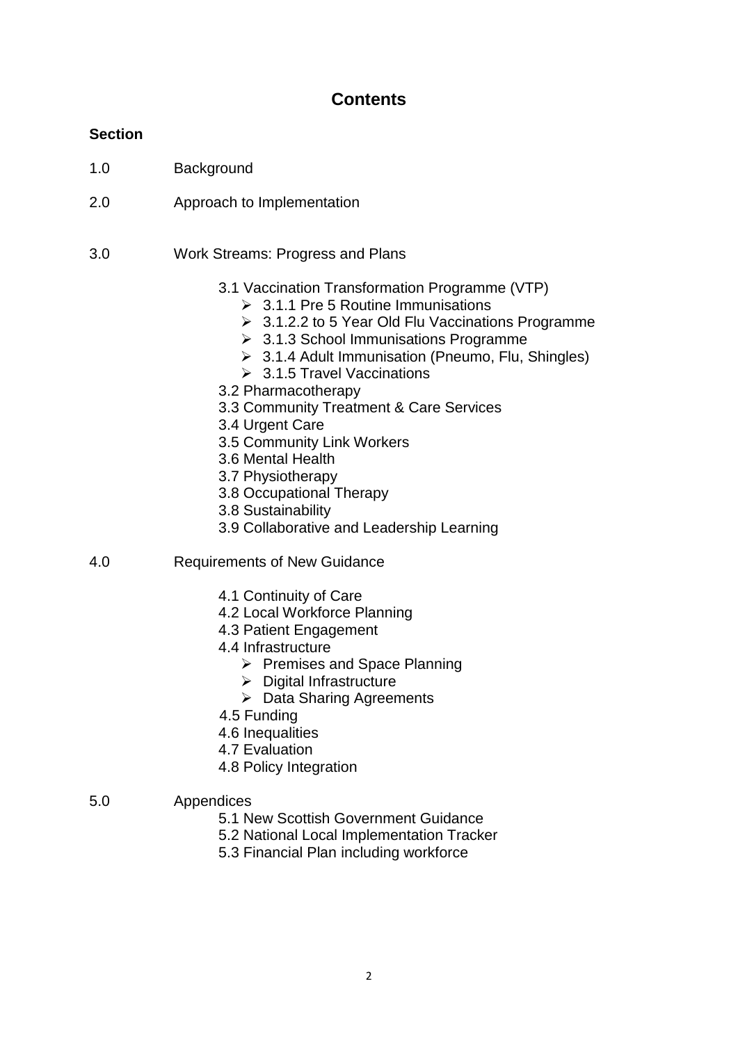# Contents

**Section**

1.0 Background

2.0 Approach to Implementation

3.0 Work Streams: Progress and Plans

- 3.1 Vaccination Transformation Programme (VTP)
  - ➢ 3.1.1 Pre 5 Routine Immunisations
  - ➢ 3.1.2.2 to 5 Year Old Flu Vaccinations Programme
  - ➢ 3.1.3 School Immunisations Programme
  - ➢ 3.1.4 Adult Immunisation (Pneumo, Flu, Shingles)
  - ➢ 3.1.5 Travel Vaccinations
- 3.2 Pharmacotherapy
- 3.3 Community Treatment & Care Services
- 3.4 Urgent Care
- 3.5 Community Link Workers
- 3.6 Mental Health
- 3.7 Physiotherapy
- 3.8 Occupational Therapy
- 3.8 Sustainability
- 3.9 Collaborative and Leadership Learning

4.0 Requirements of New Guidance

- 4.1 Continuity of Care
- 4.2 Local Workforce Planning
- 4.3 Patient Engagement
- 4.4 Infrastructure
  - ➢ Premises and Space Planning
  - ➢ Digital Infrastructure
  - ➢ Data Sharing Agreements
- 4.5 Funding
- 4.6 Inequalities
- 4.7 Evaluation
- 4.8 Policy Integration

5.0 Appendices

- 5.1 New Scottish Government Guidance
- 5.2 National Local Implementation Tracker
- 5.3 Financial Plan including workforce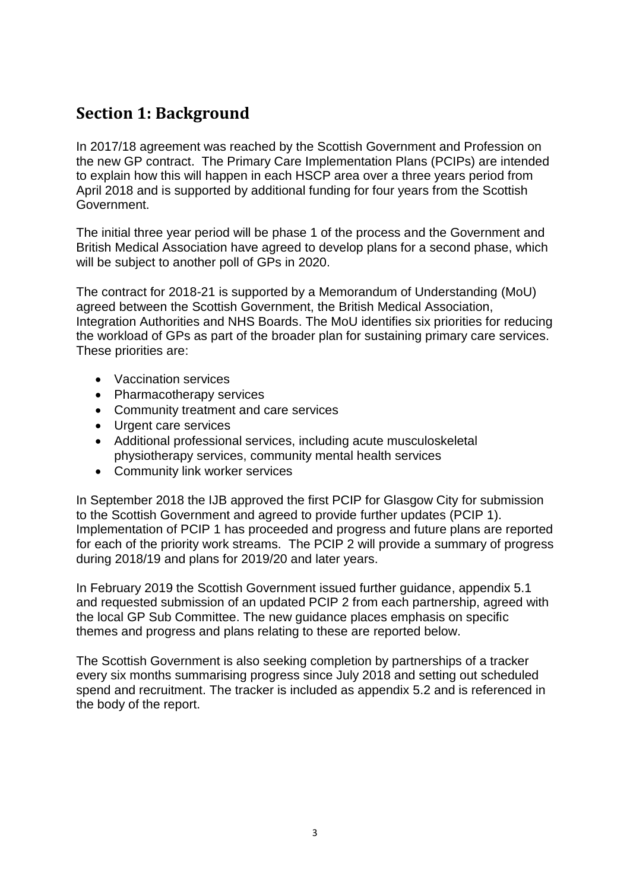## Section 1: Background

In 2017/18 agreement was reached by the Scottish Government and Profession on the new GP contract. The Primary Care Implementation Plans (PCIPs) are intended to explain how this will happen in each HSCP area over a three years period from April 2018 and is supported by additional funding for four years from the Scottish Government.

The initial three year period will be phase 1 of the process and the Government and British Medical Association have agreed to develop plans for a second phase, which will be subject to another poll of GPs in 2020.

The contract for 2018-21 is supported by a Memorandum of Understanding (MoU) agreed between the Scottish Government, the British Medical Association, Integration Authorities and NHS Boards. The MoU identifies six priorities for reducing the workload of GPs as part of the broader plan for sustaining primary care services. These priorities are:

- Vaccination services
- Pharmacotherapy services
- Community treatment and care services
- Urgent care services
- Additional professional services, including acute musculoskeletal physiotherapy services, community mental health services
- Community link worker services

In September 2018 the IJB approved the first PCIP for Glasgow City for submission to the Scottish Government and agreed to provide further updates (PCIP 1). Implementation of PCIP 1 has proceeded and progress and future plans are reported for each of the priority work streams. The PCIP 2 will provide a summary of progress during 2018/19 and plans for 2019/20 and later years.

In February 2019 the Scottish Government issued further guidance, appendix 5.1 and requested submission of an updated PCIP 2 from each partnership, agreed with the local GP Sub Committee. The new guidance places emphasis on specific themes and progress and plans relating to these are reported below.

The Scottish Government is also seeking completion by partnerships of a tracker every six months summarising progress since July 2018 and setting out scheduled spend and recruitment. The tracker is included as appendix 5.2 and is referenced in the body of the report.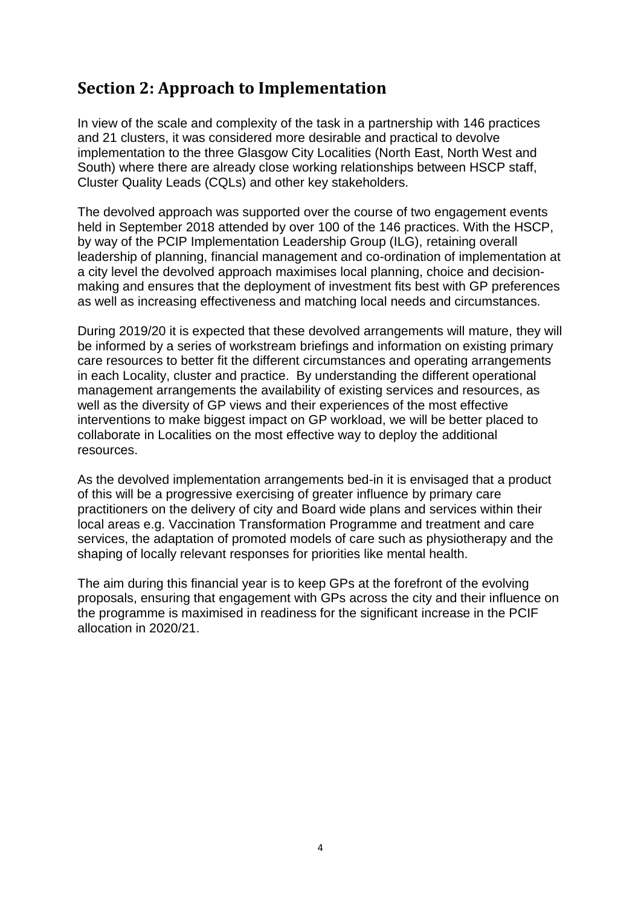## Section 2: Approach to Implementation

In view of the scale and complexity of the task in a partnership with 146 practices and 21 clusters, it was considered more desirable and practical to devolve implementation to the three Glasgow City Localities (North East, North West and South) where there are already close working relationships between HSCP staff, Cluster Quality Leads (CQLs) and other key stakeholders.

The devolved approach was supported over the course of two engagement events held in September 2018 attended by over 100 of the 146 practices. With the HSCP, by way of the PCIP Implementation Leadership Group (ILG), retaining overall leadership of planning, financial management and co-ordination of implementation at a city level the devolved approach maximises local planning, choice and decision-making and ensures that the deployment of investment fits best with GP preferences as well as increasing effectiveness and matching local needs and circumstances.

During 2019/20 it is expected that these devolved arrangements will mature, they will be informed by a series of workstream briefings and information on existing primary care resources to better fit the different circumstances and operating arrangements in each Locality, cluster and practice. By understanding the different operational management arrangements the availability of existing services and resources, as well as the diversity of GP views and their experiences of the most effective interventions to make biggest impact on GP workload, we will be better placed to collaborate in Localities on the most effective way to deploy the additional resources.

As the devolved implementation arrangements bed-in it is envisaged that a product of this will be a progressive exercising of greater influence by primary care practitioners on the delivery of city and Board wide plans and services within their local areas e.g. Vaccination Transformation Programme and treatment and care services, the adaptation of promoted models of care such as physiotherapy and the shaping of locally relevant responses for priorities like mental health.

The aim during this financial year is to keep GPs at the forefront of the evolving proposals, ensuring that engagement with GPs across the city and their influence on the programme is maximised in readiness for the significant increase in the PCIF allocation in 2020/21.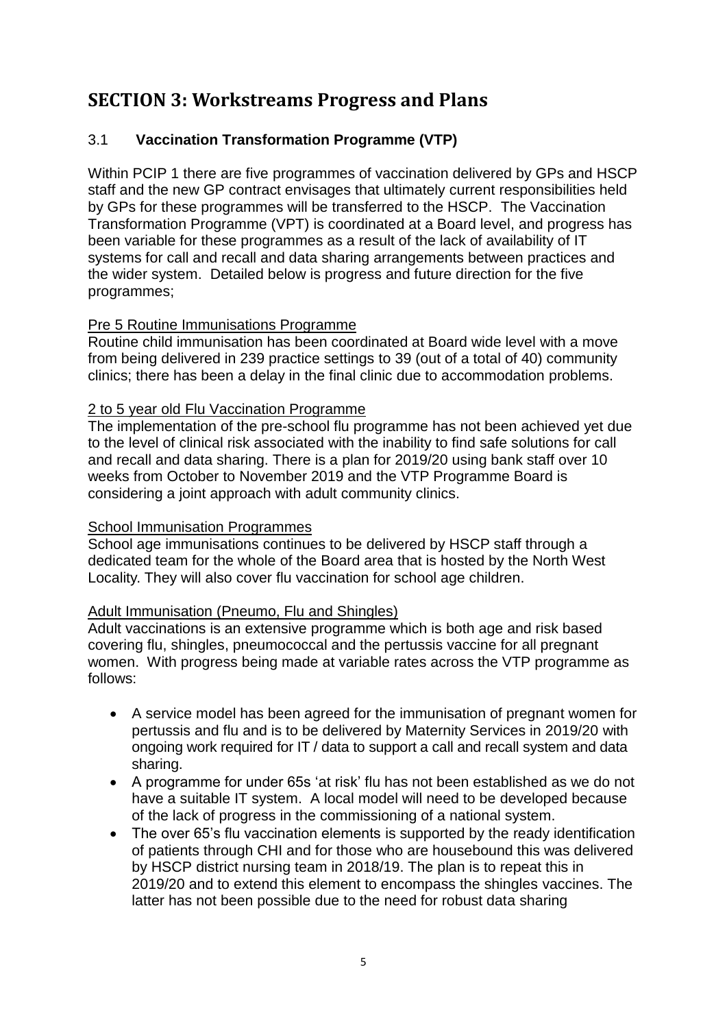# SECTION 3: Workstreams Progress and Plans

## 3.1 **Vaccination Transformation Programme (VTP)**

Within PCIP 1 there are five programmes of vaccination delivered by GPs and HSCP staff and the new GP contract envisages that ultimately current responsibilities held by GPs for these programmes will be transferred to the HSCP. The Vaccination Transformation Programme (VPT) is coordinated at a Board level, and progress has been variable for these programmes as a result of the lack of availability of IT systems for call and recall and data sharing arrangements between practices and the wider system. Detailed below is progress and future direction for the five programmes;

Pre 5 Routine Immunisations Programme

Routine child immunisation has been coordinated at Board wide level with a move from being delivered in 239 practice settings to 39 (out of a total of 40) community clinics; there has been a delay in the final clinic due to accommodation problems.

2 to 5 year old Flu Vaccination Programme

The implementation of the pre-school flu programme has not been achieved yet due to the level of clinical risk associated with the inability to find safe solutions for call and recall and data sharing. There is a plan for 2019/20 using bank staff over 10 weeks from October to November 2019 and the VTP Programme Board is considering a joint approach with adult community clinics.

School Immunisation Programmes

School age immunisations continues to be delivered by HSCP staff through a dedicated team for the whole of the Board area that is hosted by the North West Locality. They will also cover flu vaccination for school age children.

Adult Immunisation (Pneumo, Flu and Shingles)

Adult vaccinations is an extensive programme which is both age and risk based covering flu, shingles, pneumococcal and the pertussis vaccine for all pregnant women. With progress being made at variable rates across the VTP programme as follows:

- A service model has been agreed for the immunisation of pregnant women for pertussis and flu and is to be delivered by Maternity Services in 2019/20 with ongoing work required for IT / data to support a call and recall system and data sharing.
- A programme for under 65s 'at risk' flu has not been established as we do not have a suitable IT system. A local model will need to be developed because of the lack of progress in the commissioning of a national system.
- The over 65's flu vaccination elements is supported by the ready identification of patients through CHI and for those who are housebound this was delivered by HSCP district nursing team in 2018/19. The plan is to repeat this in 2019/20 and to extend this element to encompass the shingles vaccines. The latter has not been possible due to the need for robust data sharing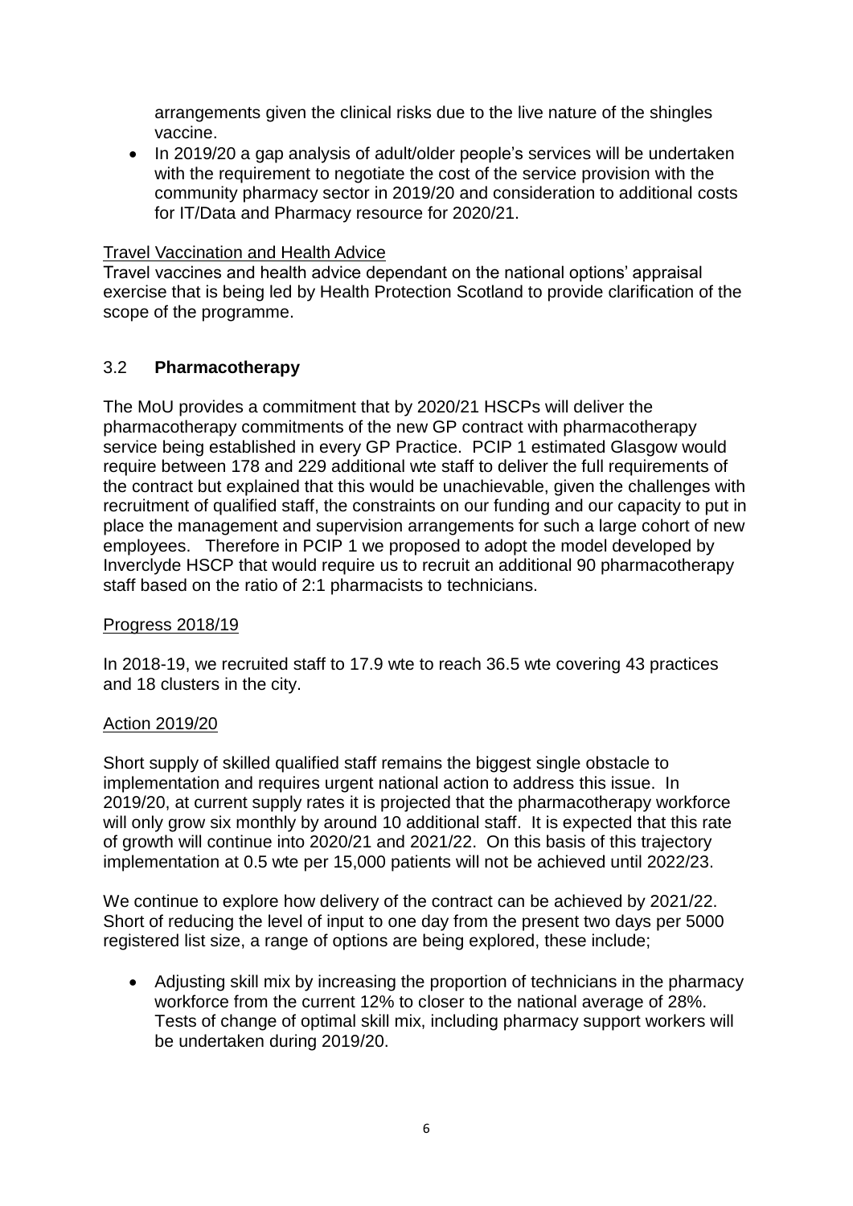arrangements given the clinical risks due to the live nature of the shingles vaccine.

- In 2019/20 a gap analysis of adult/older people's services will be undertaken with the requirement to negotiate the cost of the service provision with the community pharmacy sector in 2019/20 and consideration to additional costs for IT/Data and Pharmacy resource for 2020/21.

Travel Vaccination and Health Advice

Travel vaccines and health advice dependant on the national options' appraisal exercise that is being led by Health Protection Scotland to provide clarification of the scope of the programme.

### 3.2 **Pharmacotherapy**

The MoU provides a commitment that by 2020/21 HSCPs will deliver the pharmacotherapy commitments of the new GP contract with pharmacotherapy service being established in every GP Practice. PCIP 1 estimated Glasgow would require between 178 and 229 additional wte staff to deliver the full requirements of the contract but explained that this would be unachievable, given the challenges with recruitment of qualified staff, the constraints on our funding and our capacity to put in place the management and supervision arrangements for such a large cohort of new employees. Therefore in PCIP 1 we proposed to adopt the model developed by Inverclyde HSCP that would require us to recruit an additional 90 pharmacotherapy staff based on the ratio of 2:1 pharmacists to technicians.

Progress 2018/19

In 2018-19, we recruited staff to 17.9 wte to reach 36.5 wte covering 43 practices and 18 clusters in the city.

Action 2019/20

Short supply of skilled qualified staff remains the biggest single obstacle to implementation and requires urgent national action to address this issue. In 2019/20, at current supply rates it is projected that the pharmacotherapy workforce will only grow six monthly by around 10 additional staff. It is expected that this rate of growth will continue into 2020/21 and 2021/22. On this basis of this trajectory implementation at 0.5 wte per 15,000 patients will not be achieved until 2022/23.

We continue to explore how delivery of the contract can be achieved by 2021/22. Short of reducing the level of input to one day from the present two days per 5000 registered list size, a range of options are being explored, these include;

- Adjusting skill mix by increasing the proportion of technicians in the pharmacy workforce from the current 12% to closer to the national average of 28%. Tests of change of optimal skill mix, including pharmacy support workers will be undertaken during 2019/20.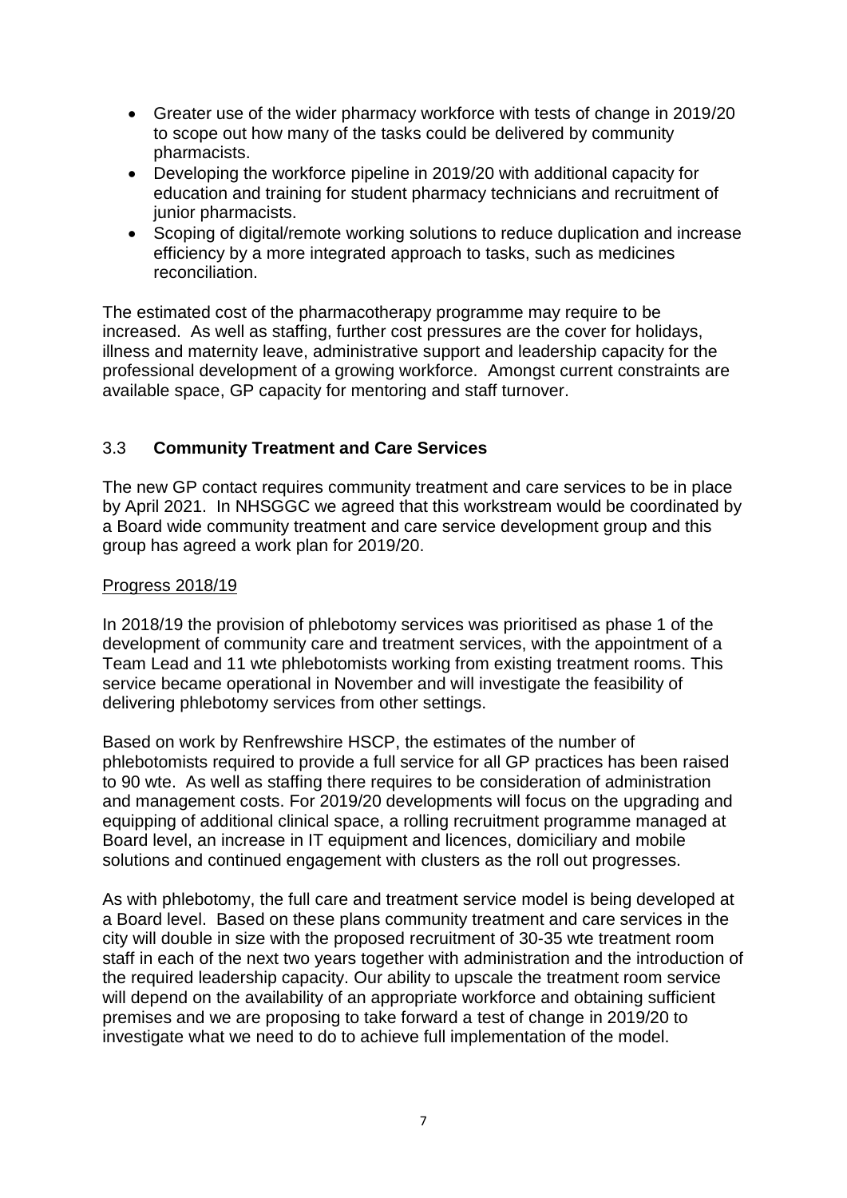- Greater use of the wider pharmacy workforce with tests of change in 2019/20 to scope out how many of the tasks could be delivered by community pharmacists.
- Developing the workforce pipeline in 2019/20 with additional capacity for education and training for student pharmacy technicians and recruitment of junior pharmacists.
- Scoping of digital/remote working solutions to reduce duplication and increase efficiency by a more integrated approach to tasks, such as medicines reconciliation.

The estimated cost of the pharmacotherapy programme may require to be increased. As well as staffing, further cost pressures are the cover for holidays, illness and maternity leave, administrative support and leadership capacity for the professional development of a growing workforce. Amongst current constraints are available space, GP capacity for mentoring and staff turnover.

### 3.3 **Community Treatment and Care Services**

The new GP contact requires community treatment and care services to be in place by April 2021. In NHSGGC we agreed that this workstream would be coordinated by a Board wide community treatment and care service development group and this group has agreed a work plan for 2019/20.

Progress 2018/19

In 2018/19 the provision of phlebotomy services was prioritised as phase 1 of the development of community care and treatment services, with the appointment of a Team Lead and 11 wte phlebotomists working from existing treatment rooms. This service became operational in November and will investigate the feasibility of delivering phlebotomy services from other settings.

Based on work by Renfrewshire HSCP, the estimates of the number of phlebotomists required to provide a full service for all GP practices has been raised to 90 wte. As well as staffing there requires to be consideration of administration and management costs. For 2019/20 developments will focus on the upgrading and equipping of additional clinical space, a rolling recruitment programme managed at Board level, an increase in IT equipment and licences, domiciliary and mobile solutions and continued engagement with clusters as the roll out progresses.

As with phlebotomy, the full care and treatment service model is being developed at a Board level. Based on these plans community treatment and care services in the city will double in size with the proposed recruitment of 30-35 wte treatment room staff in each of the next two years together with administration and the introduction of the required leadership capacity. Our ability to upscale the treatment room service will depend on the availability of an appropriate workforce and obtaining sufficient premises and we are proposing to take forward a test of change in 2019/20 to investigate what we need to do to achieve full implementation of the model.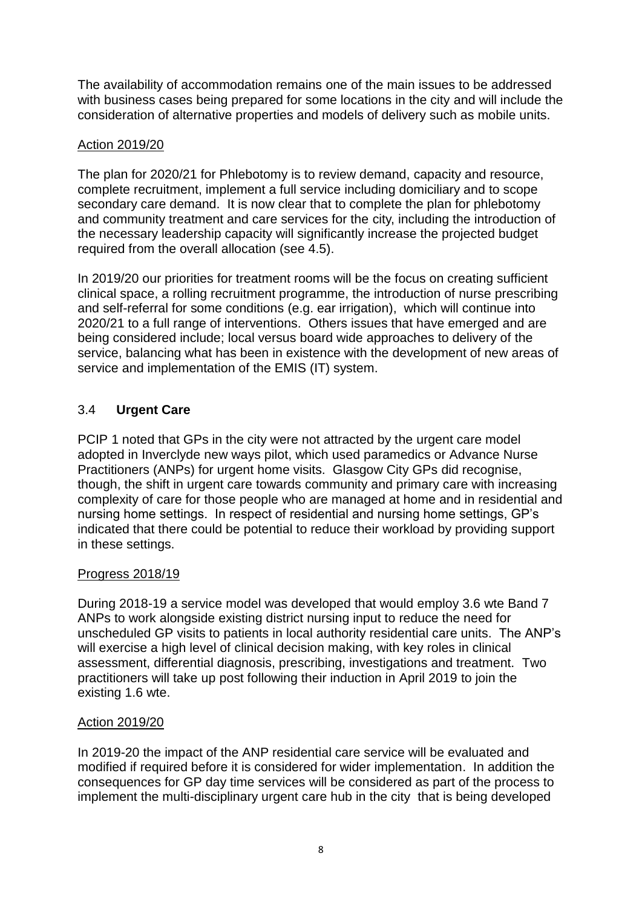The availability of accommodation remains one of the main issues to be addressed with business cases being prepared for some locations in the city and will include the consideration of alternative properties and models of delivery such as mobile units.

Action 2019/20

The plan for 2020/21 for Phlebotomy is to review demand, capacity and resource, complete recruitment, implement a full service including domiciliary and to scope secondary care demand. It is now clear that to complete the plan for phlebotomy and community treatment and care services for the city, including the introduction of the necessary leadership capacity will significantly increase the projected budget required from the overall allocation (see 4.5).

In 2019/20 our priorities for treatment rooms will be the focus on creating sufficient clinical space, a rolling recruitment programme, the introduction of nurse prescribing and self-referral for some conditions (e.g. ear irrigation), which will continue into 2020/21 to a full range of interventions. Others issues that have emerged and are being considered include; local versus board wide approaches to delivery of the service, balancing what has been in existence with the development of new areas of service and implementation of the EMIS (IT) system.

## 3.4 **Urgent Care**

PCIP 1 noted that GPs in the city were not attracted by the urgent care model adopted in Inverclyde new ways pilot, which used paramedics or Advance Nurse Practitioners (ANPs) for urgent home visits. Glasgow City GPs did recognise, though, the shift in urgent care towards community and primary care with increasing complexity of care for those people who are managed at home and in residential and nursing home settings. In respect of residential and nursing home settings, GP's indicated that there could be potential to reduce their workload by providing support in these settings.

Progress 2018/19

During 2018-19 a service model was developed that would employ 3.6 wte Band 7 ANPs to work alongside existing district nursing input to reduce the need for unscheduled GP visits to patients in local authority residential care units. The ANP's will exercise a high level of clinical decision making, with key roles in clinical assessment, differential diagnosis, prescribing, investigations and treatment. Two practitioners will take up post following their induction in April 2019 to join the existing 1.6 wte.

Action 2019/20

In 2019-20 the impact of the ANP residential care service will be evaluated and modified if required before it is considered for wider implementation. In addition the consequences for GP day time services will be considered as part of the process to implement the multi-disciplinary urgent care hub in the city that is being developed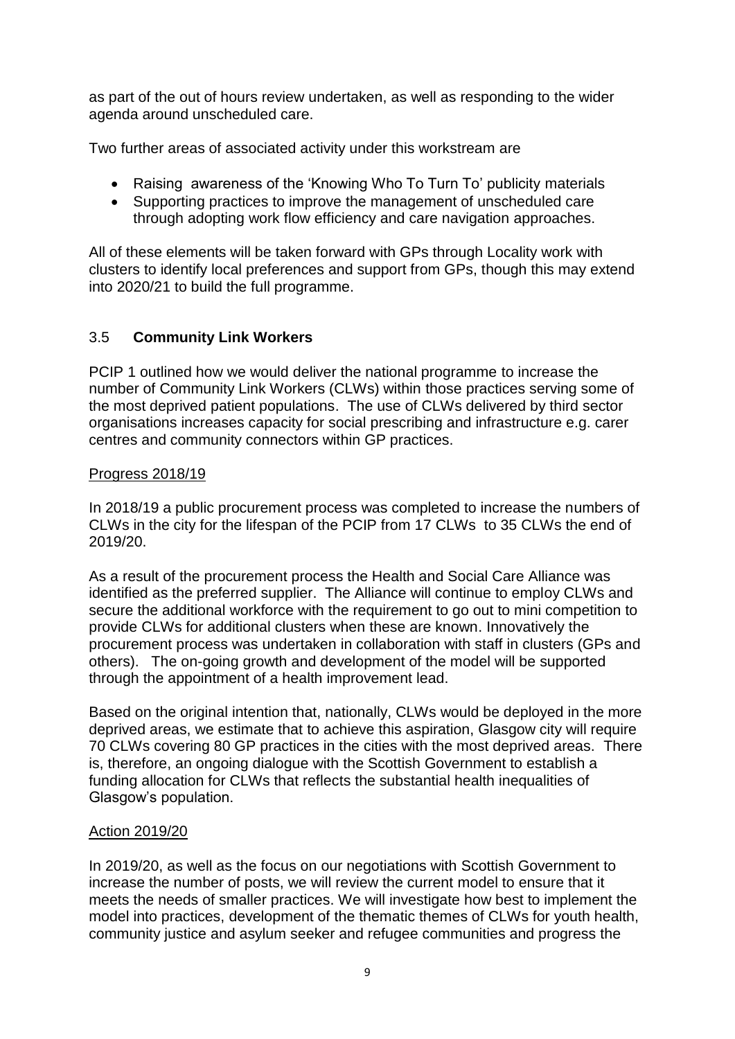as part of the out of hours review undertaken, as well as responding to the wider agenda around unscheduled care.

Two further areas of associated activity under this workstream are

- Raising awareness of the 'Knowing Who To Turn To' publicity materials
- Supporting practices to improve the management of unscheduled care through adopting work flow efficiency and care navigation approaches.

All of these elements will be taken forward with GPs through Locality work with clusters to identify local preferences and support from GPs, though this may extend into 2020/21 to build the full programme.

### 3.5 **Community Link Workers**

PCIP 1 outlined how we would deliver the national programme to increase the number of Community Link Workers (CLWs) within those practices serving some of the most deprived patient populations. The use of CLWs delivered by third sector organisations increases capacity for social prescribing and infrastructure e.g. carer centres and community connectors within GP practices.

<u>Progress 2018/19</u>

In 2018/19 a public procurement process was completed to increase the numbers of CLWs in the city for the lifespan of the PCIP from 17 CLWs to 35 CLWs the end of 2019/20.

As a result of the procurement process the Health and Social Care Alliance was identified as the preferred supplier. The Alliance will continue to employ CLWs and secure the additional workforce with the requirement to go out to mini competition to provide CLWs for additional clusters when these are known. Innovatively the procurement process was undertaken in collaboration with staff in clusters (GPs and others). The on-going growth and development of the model will be supported through the appointment of a health improvement lead.

Based on the original intention that, nationally, CLWs would be deployed in the more deprived areas, we estimate that to achieve this aspiration, Glasgow city will require 70 CLWs covering 80 GP practices in the cities with the most deprived areas. There is, therefore, an ongoing dialogue with the Scottish Government to establish a funding allocation for CLWs that reflects the substantial health inequalities of Glasgow's population.

<u>Action 2019/20</u>

In 2019/20, as well as the focus on our negotiations with Scottish Government to increase the number of posts, we will review the current model to ensure that it meets the needs of smaller practices. We will investigate how best to implement the model into practices, development of the thematic themes of CLWs for youth health, community justice and asylum seeker and refugee communities and progress the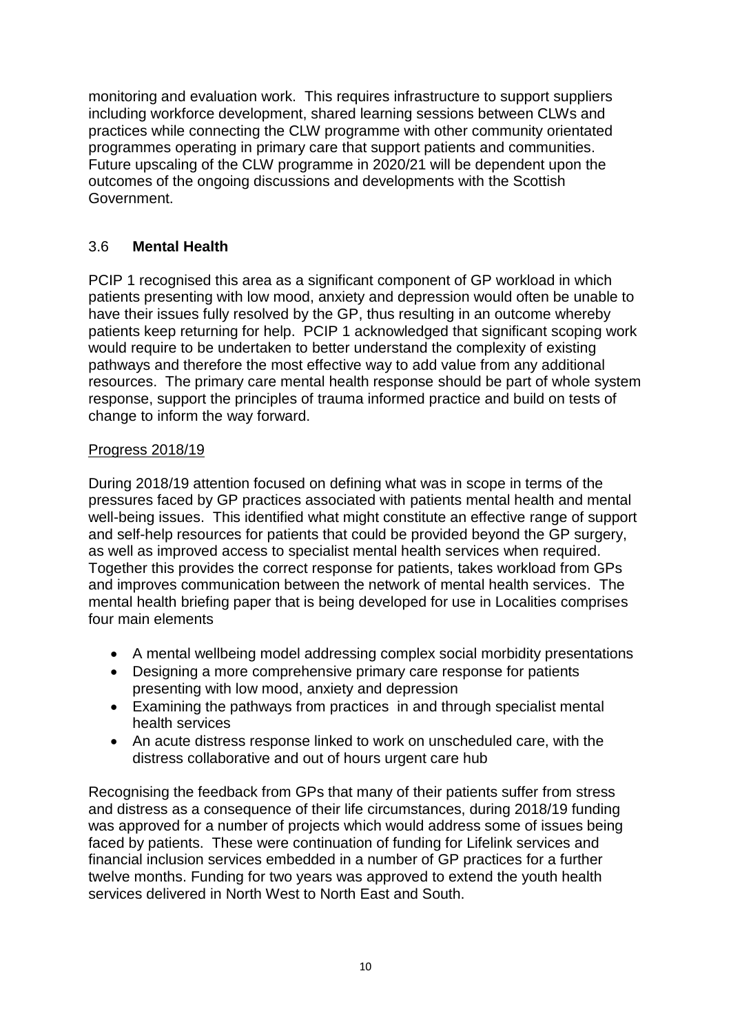monitoring and evaluation work. This requires infrastructure to support suppliers including workforce development, shared learning sessions between CLWs and practices while connecting the CLW programme with other community orientated programmes operating in primary care that support patients and communities. Future upscaling of the CLW programme in 2020/21 will be dependent upon the outcomes of the ongoing discussions and developments with the Scottish Government.

## 3.6 **Mental Health**

PCIP 1 recognised this area as a significant component of GP workload in which patients presenting with low mood, anxiety and depression would often be unable to have their issues fully resolved by the GP, thus resulting in an outcome whereby patients keep returning for help. PCIP 1 acknowledged that significant scoping work would require to be undertaken to better understand the complexity of existing pathways and therefore the most effective way to add value from any additional resources. The primary care mental health response should be part of whole system response, support the principles of trauma informed practice and build on tests of change to inform the way forward.

<u>Progress 2018/19</u>

During 2018/19 attention focused on defining what was in scope in terms of the pressures faced by GP practices associated with patients mental health and mental well-being issues. This identified what might constitute an effective range of support and self-help resources for patients that could be provided beyond the GP surgery, as well as improved access to specialist mental health services when required. Together this provides the correct response for patients, takes workload from GPs and improves communication between the network of mental health services. The mental health briefing paper that is being developed for use in Localities comprises four main elements

- A mental wellbeing model addressing complex social morbidity presentations
- Designing a more comprehensive primary care response for patients presenting with low mood, anxiety and depression
- Examining the pathways from practices in and through specialist mental health services
- An acute distress response linked to work on unscheduled care, with the distress collaborative and out of hours urgent care hub

Recognising the feedback from GPs that many of their patients suffer from stress and distress as a consequence of their life circumstances, during 2018/19 funding was approved for a number of projects which would address some of issues being faced by patients. These were continuation of funding for Lifelink services and financial inclusion services embedded in a number of GP practices for a further twelve months. Funding for two years was approved to extend the youth health services delivered in North West to North East and South.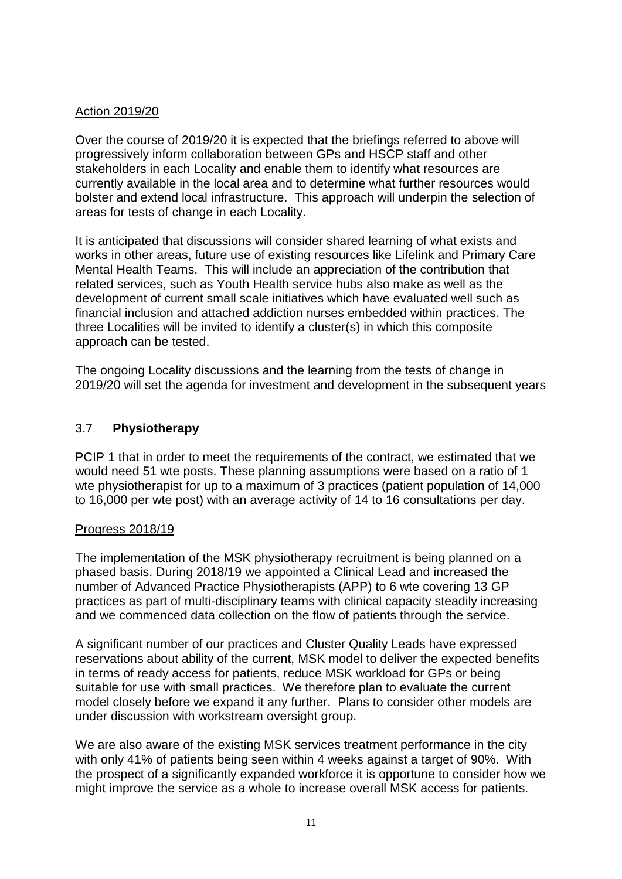Action 2019/20

Over the course of 2019/20 it is expected that the briefings referred to above will progressively inform collaboration between GPs and HSCP staff and other stakeholders in each Locality and enable them to identify what resources are currently available in the local area and to determine what further resources would bolster and extend local infrastructure. This approach will underpin the selection of areas for tests of change in each Locality.

It is anticipated that discussions will consider shared learning of what exists and works in other areas, future use of existing resources like Lifelink and Primary Care Mental Health Teams. This will include an appreciation of the contribution that related services, such as Youth Health service hubs also make as well as the development of current small scale initiatives which have evaluated well such as financial inclusion and attached addiction nurses embedded within practices. The three Localities will be invited to identify a cluster(s) in which this composite approach can be tested.

The ongoing Locality discussions and the learning from the tests of change in 2019/20 will set the agenda for investment and development in the subsequent years

## 3.7 **Physiotherapy**

PCIP 1 that in order to meet the requirements of the contract, we estimated that we would need 51 wte posts. These planning assumptions were based on a ratio of 1 wte physiotherapist for up to a maximum of 3 practices (patient population of 14,000 to 16,000 per wte post) with an average activity of 14 to 16 consultations per day.

Progress 2018/19

The implementation of the MSK physiotherapy recruitment is being planned on a phased basis. During 2018/19 we appointed a Clinical Lead and increased the number of Advanced Practice Physiotherapists (APP) to 6 wte covering 13 GP practices as part of multi-disciplinary teams with clinical capacity steadily increasing and we commenced data collection on the flow of patients through the service.

A significant number of our practices and Cluster Quality Leads have expressed reservations about ability of the current, MSK model to deliver the expected benefits in terms of ready access for patients, reduce MSK workload for GPs or being suitable for use with small practices. We therefore plan to evaluate the current model closely before we expand it any further. Plans to consider other models are under discussion with workstream oversight group.

We are also aware of the existing MSK services treatment performance in the city with only 41% of patients being seen within 4 weeks against a target of 90%. With the prospect of a significantly expanded workforce it is opportune to consider how we might improve the service as a whole to increase overall MSK access for patients.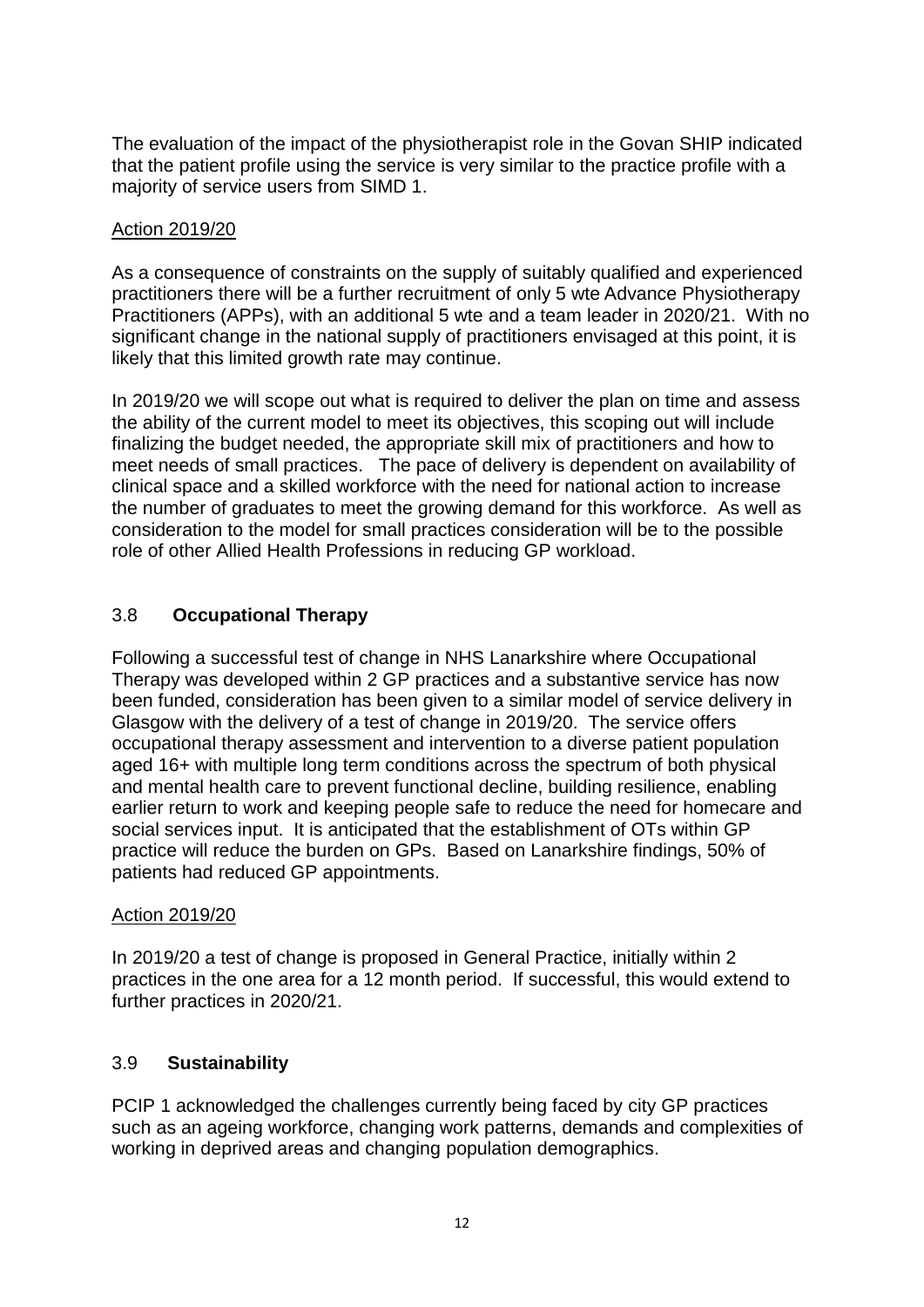The evaluation of the impact of the physiotherapist role in the Govan SHIP indicated that the patient profile using the service is very similar to the practice profile with a majority of service users from SIMD 1.

Action 2019/20

As a consequence of constraints on the supply of suitably qualified and experienced practitioners there will be a further recruitment of only 5 wte Advance Physiotherapy Practitioners (APPs), with an additional 5 wte and a team leader in 2020/21. With no significant change in the national supply of practitioners envisaged at this point, it is likely that this limited growth rate may continue.

In 2019/20 we will scope out what is required to deliver the plan on time and assess the ability of the current model to meet its objectives, this scoping out will include finalizing the budget needed, the appropriate skill mix of practitioners and how to meet needs of small practices. The pace of delivery is dependent on availability of clinical space and a skilled workforce with the need for national action to increase the number of graduates to meet the growing demand for this workforce. As well as consideration to the model for small practices consideration will be to the possible role of other Allied Health Professions in reducing GP workload.

## 3.8 **Occupational Therapy**

Following a successful test of change in NHS Lanarkshire where Occupational Therapy was developed within 2 GP practices and a substantive service has now been funded, consideration has been given to a similar model of service delivery in Glasgow with the delivery of a test of change in 2019/20. The service offers occupational therapy assessment and intervention to a diverse patient population aged 16+ with multiple long term conditions across the spectrum of both physical and mental health care to prevent functional decline, building resilience, enabling earlier return to work and keeping people safe to reduce the need for homecare and social services input. It is anticipated that the establishment of OTs within GP practice will reduce the burden on GPs. Based on Lanarkshire findings, 50% of patients had reduced GP appointments.

Action 2019/20

In 2019/20 a test of change is proposed in General Practice, initially within 2 practices in the one area for a 12 month period. If successful, this would extend to further practices in 2020/21.

## 3.9 **Sustainability**

PCIP 1 acknowledged the challenges currently being faced by city GP practices such as an ageing workforce, changing work patterns, demands and complexities of working in deprived areas and changing population demographics.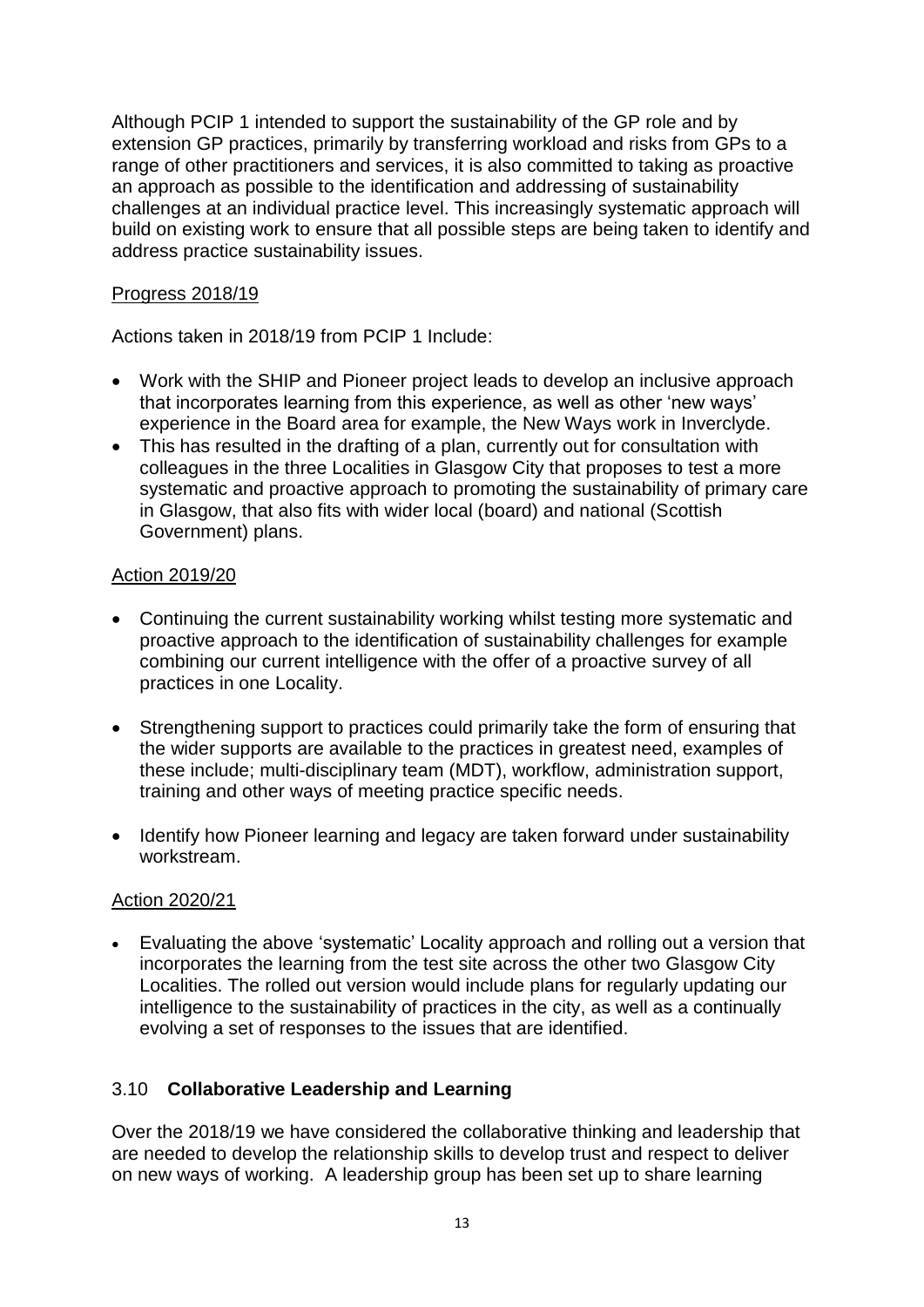Although PCIP 1 intended to support the sustainability of the GP role and by extension GP practices, primarily by transferring workload and risks from GPs to a range of other practitioners and services, it is also committed to taking as proactive an approach as possible to the identification and addressing of sustainability challenges at an individual practice level. This increasingly systematic approach will build on existing work to ensure that all possible steps are being taken to identify and address practice sustainability issues.

Progress 2018/19

Actions taken in 2018/19 from PCIP 1 Include:

- Work with the SHIP and Pioneer project leads to develop an inclusive approach that incorporates learning from this experience, as well as other 'new ways' experience in the Board area for example, the New Ways work in Inverclyde.
- This has resulted in the drafting of a plan, currently out for consultation with colleagues in the three Localities in Glasgow City that proposes to test a more systematic and proactive approach to promoting the sustainability of primary care in Glasgow, that also fits with wider local (board) and national (Scottish Government) plans.

Action 2019/20

- Continuing the current sustainability working whilst testing more systematic and proactive approach to the identification of sustainability challenges for example combining our current intelligence with the offer of a proactive survey of all practices in one Locality.
- Strengthening support to practices could primarily take the form of ensuring that the wider supports are available to the practices in greatest need, examples of these include; multi-disciplinary team (MDT), workflow, administration support, training and other ways of meeting practice specific needs.
- Identify how Pioneer learning and legacy are taken forward under sustainability workstream.

Action 2020/21

- Evaluating the above 'systematic' Locality approach and rolling out a version that incorporates the learning from the test site across the other two Glasgow City Localities. The rolled out version would include plans for regularly updating our intelligence to the sustainability of practices in the city, as well as a continually evolving a set of responses to the issues that are identified.

### 3.10 **Collaborative Leadership and Learning**

Over the 2018/19 we have considered the collaborative thinking and leadership that are needed to develop the relationship skills to develop trust and respect to deliver on new ways of working. A leadership group has been set up to share learning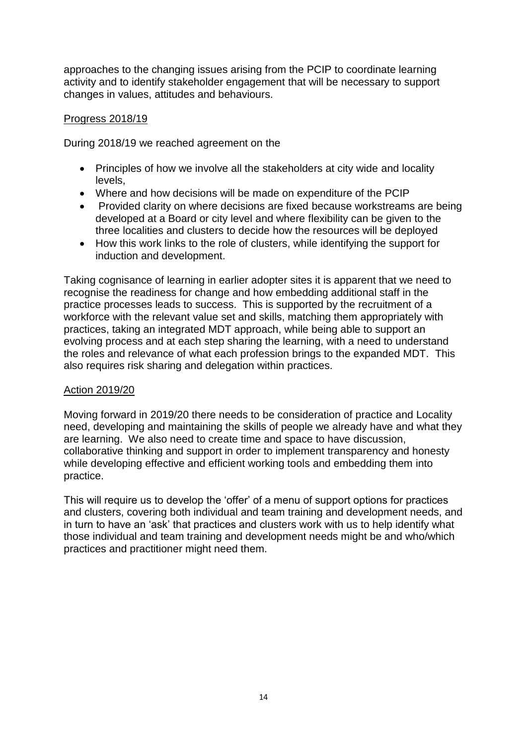approaches to the changing issues arising from the PCIP to coordinate learning activity and to identify stakeholder engagement that will be necessary to support changes in values, attitudes and behaviours.

Progress 2018/19

During 2018/19 we reached agreement on the

- Principles of how we involve all the stakeholders at city wide and locality levels,
- Where and how decisions will be made on expenditure of the PCIP
- Provided clarity on where decisions are fixed because workstreams are being developed at a Board or city level and where flexibility can be given to the three localities and clusters to decide how the resources will be deployed
- How this work links to the role of clusters, while identifying the support for induction and development.

Taking cognisance of learning in earlier adopter sites it is apparent that we need to recognise the readiness for change and how embedding additional staff in the practice processes leads to success. This is supported by the recruitment of a workforce with the relevant value set and skills, matching them appropriately with practices, taking an integrated MDT approach, while being able to support an evolving process and at each step sharing the learning, with a need to understand the roles and relevance of what each profession brings to the expanded MDT. This also requires risk sharing and delegation within practices.

Action 2019/20

Moving forward in 2019/20 there needs to be consideration of practice and Locality need, developing and maintaining the skills of people we already have and what they are learning. We also need to create time and space to have discussion, collaborative thinking and support in order to implement transparency and honesty while developing effective and efficient working tools and embedding them into practice.

This will require us to develop the 'offer' of a menu of support options for practices and clusters, covering both individual and team training and development needs, and in turn to have an 'ask' that practices and clusters work with us to help identify what those individual and team training and development needs might be and who/which practices and practitioner might need them.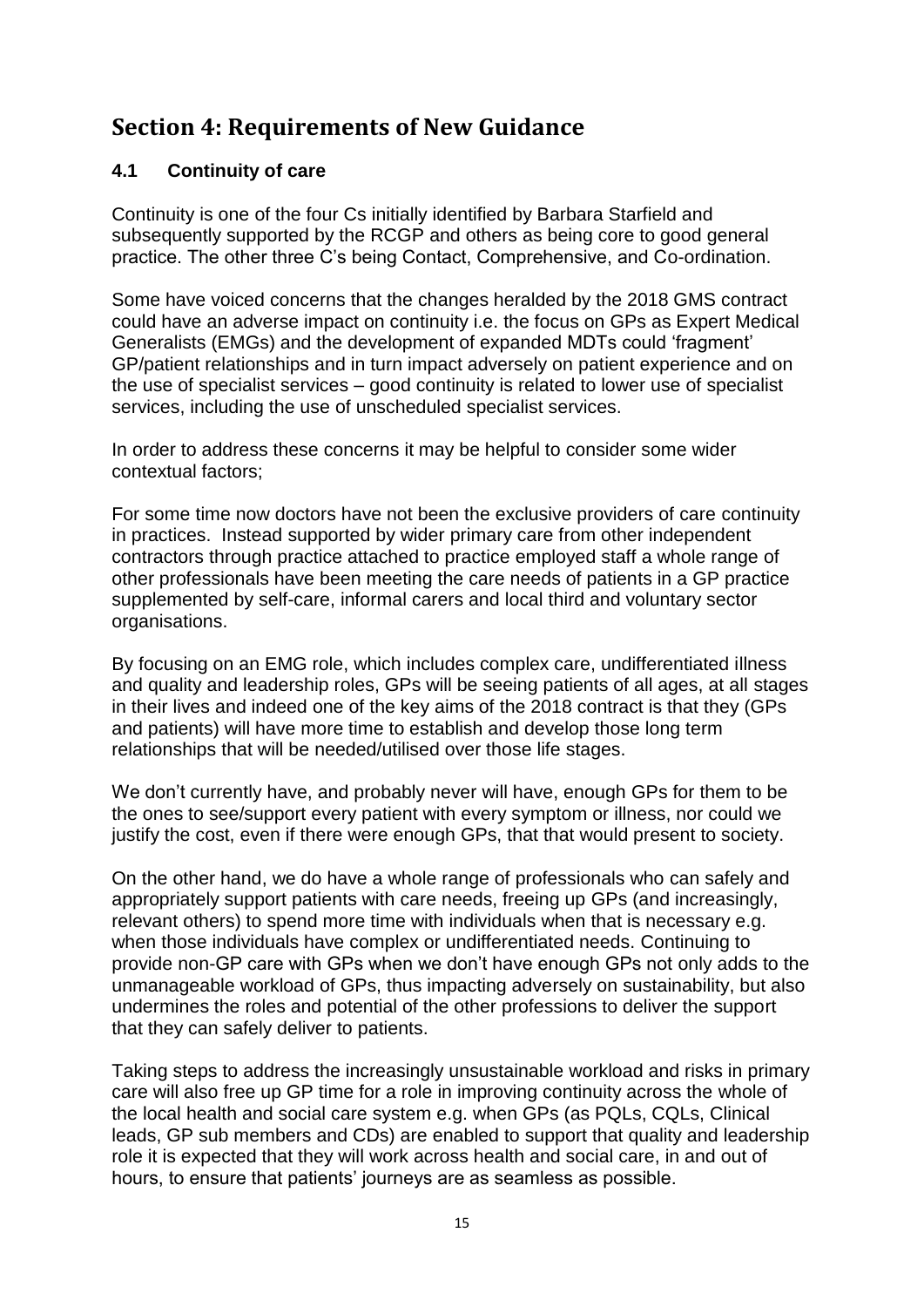# Section 4: Requirements of New Guidance

## 4.1 Continuity of care

Continuity is one of the four Cs initially identified by Barbara Starfield and subsequently supported by the RCGP and others as being core to good general practice. The other three C's being Contact, Comprehensive, and Co-ordination.

Some have voiced concerns that the changes heralded by the 2018 GMS contract could have an adverse impact on continuity i.e. the focus on GPs as Expert Medical Generalists (EMGs) and the development of expanded MDTs could 'fragment' GP/patient relationships and in turn impact adversely on patient experience and on the use of specialist services – good continuity is related to lower use of specialist services, including the use of unscheduled specialist services.

In order to address these concerns it may be helpful to consider some wider contextual factors;

For some time now doctors have not been the exclusive providers of care continuity in practices. Instead supported by wider primary care from other independent contractors through practice attached to practice employed staff a whole range of other professionals have been meeting the care needs of patients in a GP practice supplemented by self-care, informal carers and local third and voluntary sector organisations.

By focusing on an EMG role, which includes complex care, undifferentiated illness and quality and leadership roles, GPs will be seeing patients of all ages, at all stages in their lives and indeed one of the key aims of the 2018 contract is that they (GPs and patients) will have more time to establish and develop those long term relationships that will be needed/utilised over those life stages.

We don't currently have, and probably never will have, enough GPs for them to be the ones to see/support every patient with every symptom or illness, nor could we justify the cost, even if there were enough GPs, that that would present to society.

On the other hand, we do have a whole range of professionals who can safely and appropriately support patients with care needs, freeing up GPs (and increasingly, relevant others) to spend more time with individuals when that is necessary e.g. when those individuals have complex or undifferentiated needs. Continuing to provide non-GP care with GPs when we don't have enough GPs not only adds to the unmanageable workload of GPs, thus impacting adversely on sustainability, but also undermines the roles and potential of the other professions to deliver the support that they can safely deliver to patients.

Taking steps to address the increasingly unsustainable workload and risks in primary care will also free up GP time for a role in improving continuity across the whole of the local health and social care system e.g. when GPs (as PQLs, CQLs, Clinical leads, GP sub members and CDs) are enabled to support that quality and leadership role it is expected that they will work across health and social care, in and out of hours, to ensure that patients' journeys are as seamless as possible.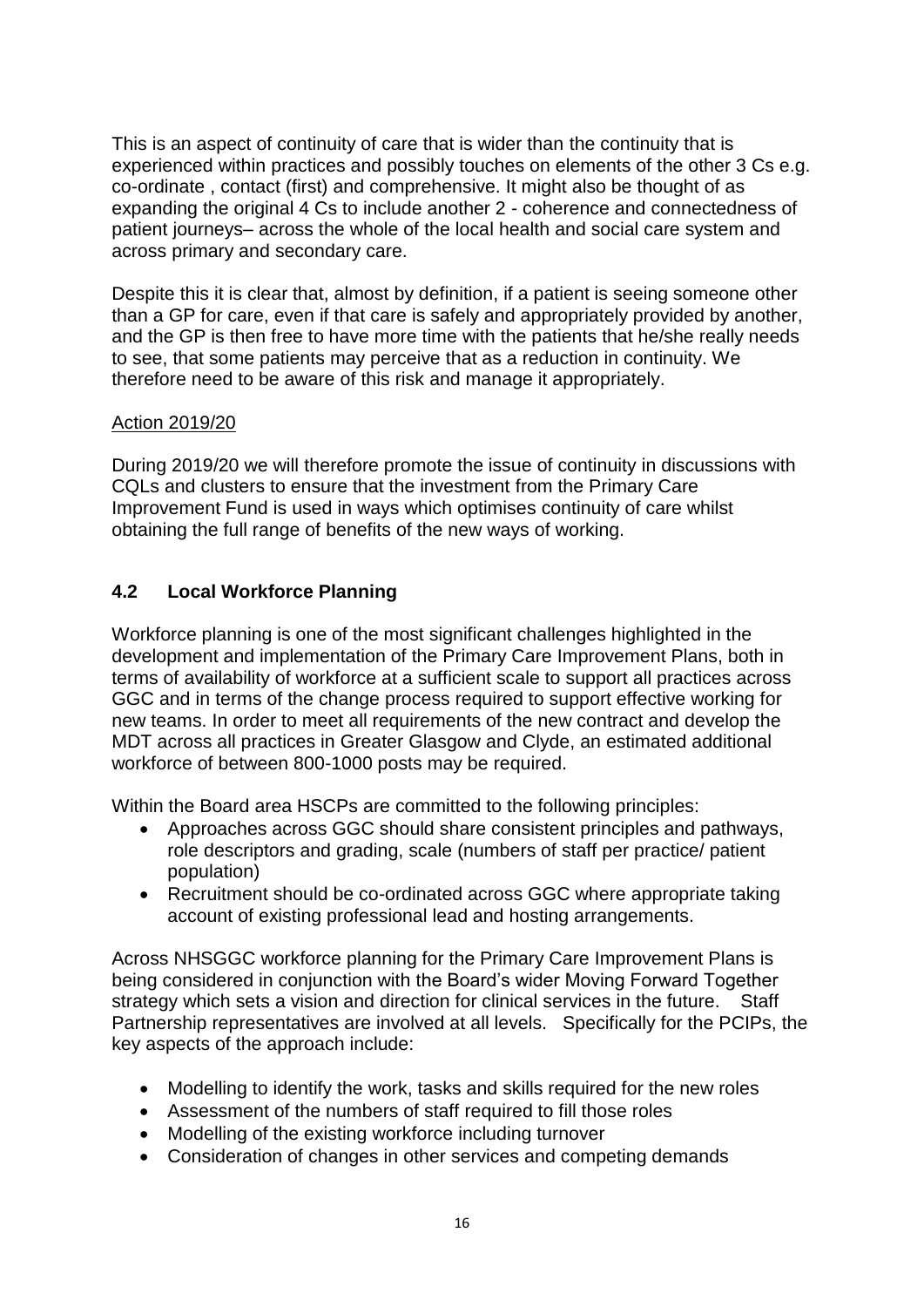This is an aspect of continuity of care that is wider than the continuity that is experienced within practices and possibly touches on elements of the other 3 Cs e.g. co-ordinate , contact (first) and comprehensive. It might also be thought of as expanding the original 4 Cs to include another 2 - coherence and connectedness of patient journeys– across the whole of the local health and social care system and across primary and secondary care.

Despite this it is clear that, almost by definition, if a patient is seeing someone other than a GP for care, even if that care is safely and appropriately provided by another, and the GP is then free to have more time with the patients that he/she really needs to see, that some patients may perceive that as a reduction in continuity. We therefore need to be aware of this risk and manage it appropriately.

Action 2019/20

During 2019/20 we will therefore promote the issue of continuity in discussions with CQLs and clusters to ensure that the investment from the Primary Care Improvement Fund is used in ways which optimises continuity of care whilst obtaining the full range of benefits of the new ways of working.

## 4.2 Local Workforce Planning

Workforce planning is one of the most significant challenges highlighted in the development and implementation of the Primary Care Improvement Plans, both in terms of availability of workforce at a sufficient scale to support all practices across GGC and in terms of the change process required to support effective working for new teams. In order to meet all requirements of the new contract and develop the MDT across all practices in Greater Glasgow and Clyde, an estimated additional workforce of between 800-1000 posts may be required.

Within the Board area HSCPs are committed to the following principles:

- Approaches across GGC should share consistent principles and pathways, role descriptors and grading, scale (numbers of staff per practice/ patient population)
- Recruitment should be co-ordinated across GGC where appropriate taking account of existing professional lead and hosting arrangements.

Across NHSGGC workforce planning for the Primary Care Improvement Plans is being considered in conjunction with the Board's wider Moving Forward Together strategy which sets a vision and direction for clinical services in the future. Staff Partnership representatives are involved at all levels. Specifically for the PCIPs, the key aspects of the approach include:

- Modelling to identify the work, tasks and skills required for the new roles
- Assessment of the numbers of staff required to fill those roles
- Modelling of the existing workforce including turnover
- Consideration of changes in other services and competing demands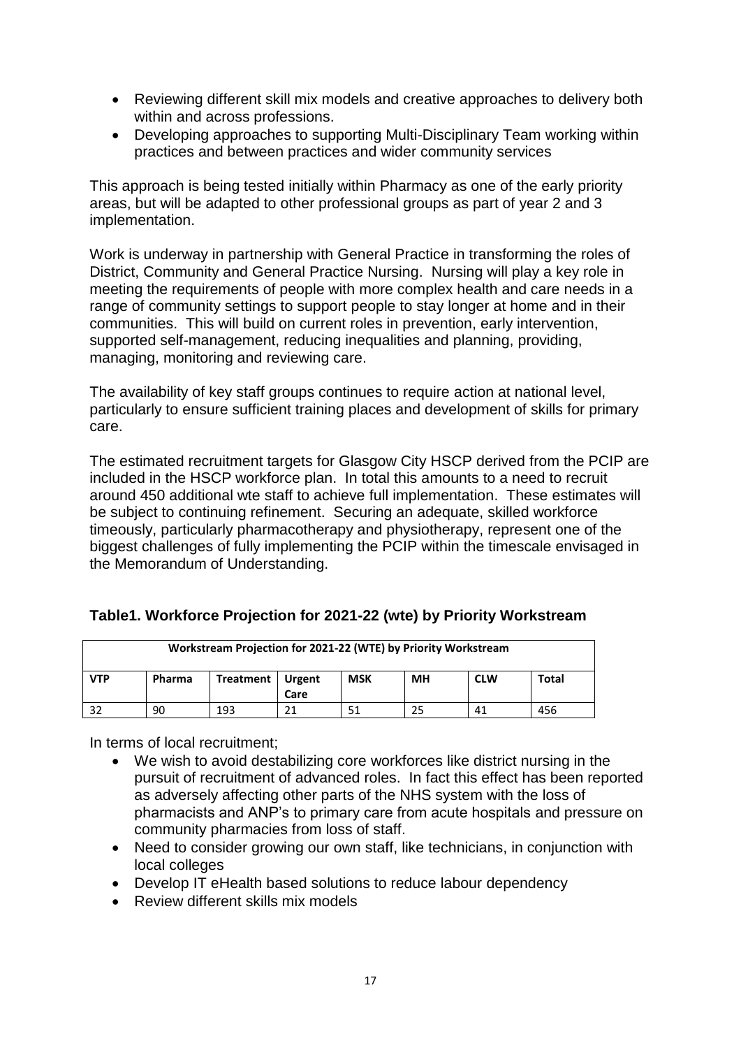- Reviewing different skill mix models and creative approaches to delivery both within and across professions.
- Developing approaches to supporting Multi-Disciplinary Team working within practices and between practices and wider community services

This approach is being tested initially within Pharmacy as one of the early priority areas, but will be adapted to other professional groups as part of year 2 and 3 implementation.

Work is underway in partnership with General Practice in transforming the roles of District, Community and General Practice Nursing. Nursing will play a key role in meeting the requirements of people with more complex health and care needs in a range of community settings to support people to stay longer at home and in their communities. This will build on current roles in prevention, early intervention, supported self-management, reducing inequalities and planning, providing, managing, monitoring and reviewing care.

The availability of key staff groups continues to require action at national level, particularly to ensure sufficient training places and development of skills for primary care.

The estimated recruitment targets for Glasgow City HSCP derived from the PCIP are included in the HSCP workforce plan. In total this amounts to a need to recruit around 450 additional wte staff to achieve full implementation. These estimates will be subject to continuing refinement. Securing an adequate, skilled workforce timeously, particularly pharmacotherapy and physiotherapy, represent one of the biggest challenges of fully implementing the PCIP within the timescale envisaged in the Memorandum of Understanding.

**Table1. Workforce Projection for 2021-22 (wte) by Priority Workstream**

| Workstream Projection for 2021-22 (WTE) by Priority Workstream | | | | | | | |
|---|---|---|---|---|---|---|---|
| **VTP** | **Pharma** | **Treatment** | **Urgent Care** | **MSK** | **MH** | **CLW** | **Total** |
| 32 | 90 | 193 | 21 | 51 | 25 | 41 | 456 |

In terms of local recruitment;

- We wish to avoid destabilizing core workforces like district nursing in the pursuit of recruitment of advanced roles. In fact this effect has been reported as adversely affecting other parts of the NHS system with the loss of pharmacists and ANP's to primary care from acute hospitals and pressure on community pharmacies from loss of staff.
- Need to consider growing our own staff, like technicians, in conjunction with local colleges
- Develop IT eHealth based solutions to reduce labour dependency
- Review different skills mix models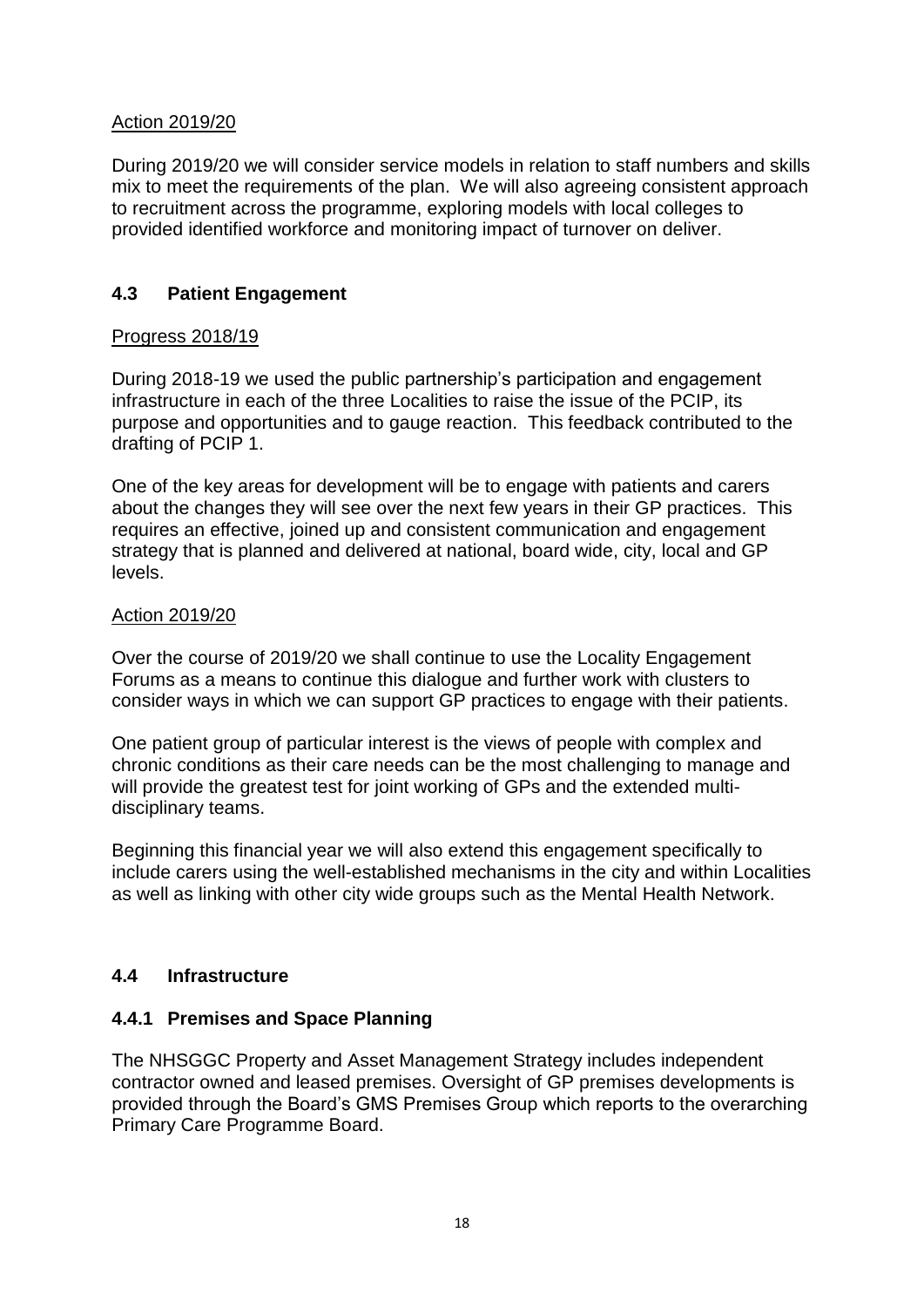Action 2019/20

During 2019/20 we will consider service models in relation to staff numbers and skills mix to meet the requirements of the plan. We will also agreeing consistent approach to recruitment across the programme, exploring models with local colleges to provided identified workforce and monitoring impact of turnover on deliver.

### 4.3 Patient Engagement

Progress 2018/19

During 2018-19 we used the public partnership's participation and engagement infrastructure in each of the three Localities to raise the issue of the PCIP, its purpose and opportunities and to gauge reaction. This feedback contributed to the drafting of PCIP 1.

One of the key areas for development will be to engage with patients and carers about the changes they will see over the next few years in their GP practices. This requires an effective, joined up and consistent communication and engagement strategy that is planned and delivered at national, board wide, city, local and GP levels.

Action 2019/20

Over the course of 2019/20 we shall continue to use the Locality Engagement Forums as a means to continue this dialogue and further work with clusters to consider ways in which we can support GP practices to engage with their patients.

One patient group of particular interest is the views of people with complex and chronic conditions as their care needs can be the most challenging to manage and will provide the greatest test for joint working of GPs and the extended multi-disciplinary teams.

Beginning this financial year we will also extend this engagement specifically to include carers using the well-established mechanisms in the city and within Localities as well as linking with other city wide groups such as the Mental Health Network.

### 4.4 Infrastructure

#### 4.4.1 Premises and Space Planning

The NHSGGC Property and Asset Management Strategy includes independent contractor owned and leased premises. Oversight of GP premises developments is provided through the Board's GMS Premises Group which reports to the overarching Primary Care Programme Board.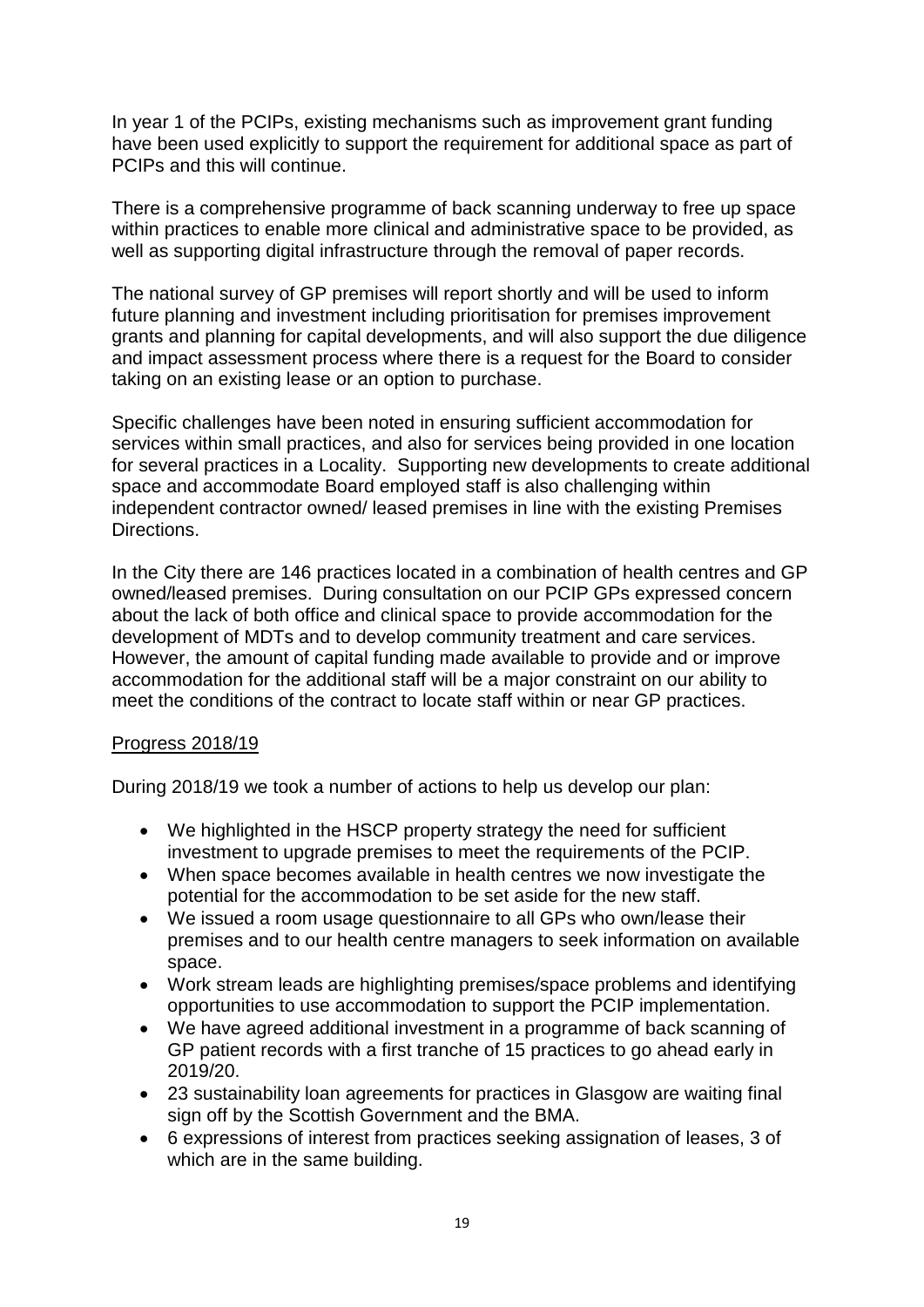In year 1 of the PCIPs, existing mechanisms such as improvement grant funding have been used explicitly to support the requirement for additional space as part of PCIPs and this will continue.

There is a comprehensive programme of back scanning underway to free up space within practices to enable more clinical and administrative space to be provided, as well as supporting digital infrastructure through the removal of paper records.

The national survey of GP premises will report shortly and will be used to inform future planning and investment including prioritisation for premises improvement grants and planning for capital developments, and will also support the due diligence and impact assessment process where there is a request for the Board to consider taking on an existing lease or an option to purchase.

Specific challenges have been noted in ensuring sufficient accommodation for services within small practices, and also for services being provided in one location for several practices in a Locality. Supporting new developments to create additional space and accommodate Board employed staff is also challenging within independent contractor owned/ leased premises in line with the existing Premises Directions.

In the City there are 146 practices located in a combination of health centres and GP owned/leased premises. During consultation on our PCIP GPs expressed concern about the lack of both office and clinical space to provide accommodation for the development of MDTs and to develop community treatment and care services. However, the amount of capital funding made available to provide and or improve accommodation for the additional staff will be a major constraint on our ability to meet the conditions of the contract to locate staff within or near GP practices.

Progress 2018/19

During 2018/19 we took a number of actions to help us develop our plan:

- We highlighted in the HSCP property strategy the need for sufficient investment to upgrade premises to meet the requirements of the PCIP.
- When space becomes available in health centres we now investigate the potential for the accommodation to be set aside for the new staff.
- We issued a room usage questionnaire to all GPs who own/lease their premises and to our health centre managers to seek information on available space.
- Work stream leads are highlighting premises/space problems and identifying opportunities to use accommodation to support the PCIP implementation.
- We have agreed additional investment in a programme of back scanning of GP patient records with a first tranche of 15 practices to go ahead early in 2019/20.
- 23 sustainability loan agreements for practices in Glasgow are waiting final sign off by the Scottish Government and the BMA.
- 6 expressions of interest from practices seeking assignation of leases, 3 of which are in the same building.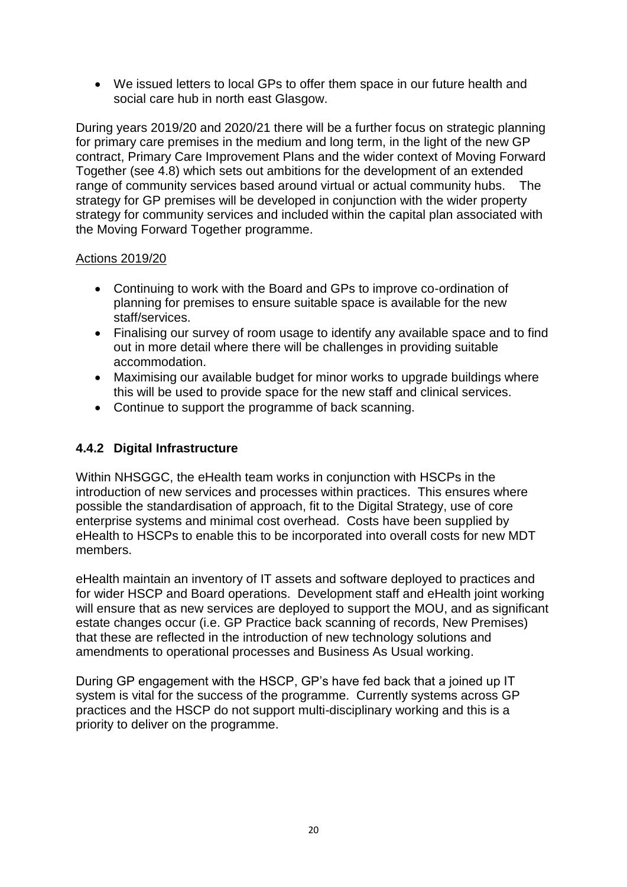- We issued letters to local GPs to offer them space in our future health and social care hub in north east Glasgow.

During years 2019/20 and 2020/21 there will be a further focus on strategic planning for primary care premises in the medium and long term, in the light of the new GP contract, Primary Care Improvement Plans and the wider context of Moving Forward Together (see 4.8) which sets out ambitions for the development of an extended range of community services based around virtual or actual community hubs. The strategy for GP premises will be developed in conjunction with the wider property strategy for community services and included within the capital plan associated with the Moving Forward Together programme.

Actions 2019/20

- Continuing to work with the Board and GPs to improve co-ordination of planning for premises to ensure suitable space is available for the new staff/services.
- Finalising our survey of room usage to identify any available space and to find out in more detail where there will be challenges in providing suitable accommodation.
- Maximising our available budget for minor works to upgrade buildings where this will be used to provide space for the new staff and clinical services.
- Continue to support the programme of back scanning.

### 4.4.2 Digital Infrastructure

Within NHSGGC, the eHealth team works in conjunction with HSCPs in the introduction of new services and processes within practices. This ensures where possible the standardisation of approach, fit to the Digital Strategy, use of core enterprise systems and minimal cost overhead. Costs have been supplied by eHealth to HSCPs to enable this to be incorporated into overall costs for new MDT members.

eHealth maintain an inventory of IT assets and software deployed to practices and for wider HSCP and Board operations. Development staff and eHealth joint working will ensure that as new services are deployed to support the MOU, and as significant estate changes occur (i.e. GP Practice back scanning of records, New Premises) that these are reflected in the introduction of new technology solutions and amendments to operational processes and Business As Usual working.

During GP engagement with the HSCP, GP's have fed back that a joined up IT system is vital for the success of the programme. Currently systems across GP practices and the HSCP do not support multi-disciplinary working and this is a priority to deliver on the programme.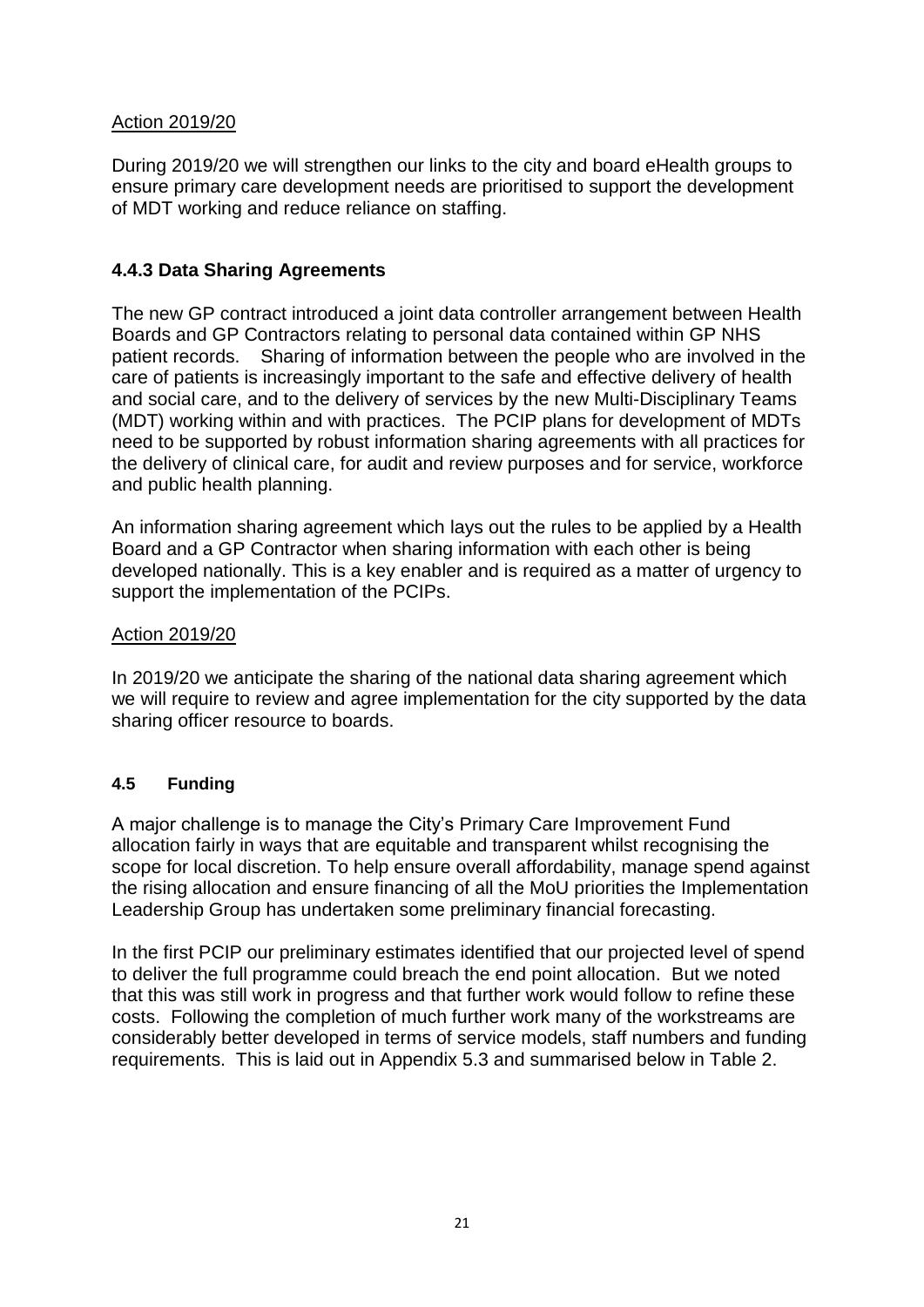Action 2019/20

During 2019/20 we will strengthen our links to the city and board eHealth groups to ensure primary care development needs are prioritised to support the development of MDT working and reduce reliance on staffing.

### 4.4.3 Data Sharing Agreements

The new GP contract introduced a joint data controller arrangement between Health Boards and GP Contractors relating to personal data contained within GP NHS patient records. Sharing of information between the people who are involved in the care of patients is increasingly important to the safe and effective delivery of health and social care, and to the delivery of services by the new Multi-Disciplinary Teams (MDT) working within and with practices. The PCIP plans for development of MDTs need to be supported by robust information sharing agreements with all practices for the delivery of clinical care, for audit and review purposes and for service, workforce and public health planning.

An information sharing agreement which lays out the rules to be applied by a Health Board and a GP Contractor when sharing information with each other is being developed nationally. This is a key enabler and is required as a matter of urgency to support the implementation of the PCIPs.

Action 2019/20

In 2019/20 we anticipate the sharing of the national data sharing agreement which we will require to review and agree implementation for the city supported by the data sharing officer resource to boards.

### 4.5 Funding

A major challenge is to manage the City's Primary Care Improvement Fund allocation fairly in ways that are equitable and transparent whilst recognising the scope for local discretion. To help ensure overall affordability, manage spend against the rising allocation and ensure financing of all the MoU priorities the Implementation Leadership Group has undertaken some preliminary financial forecasting.

In the first PCIP our preliminary estimates identified that our projected level of spend to deliver the full programme could breach the end point allocation. But we noted that this was still work in progress and that further work would follow to refine these costs. Following the completion of much further work many of the workstreams are considerably better developed in terms of service models, staff numbers and funding requirements. This is laid out in Appendix 5.3 and summarised below in Table 2.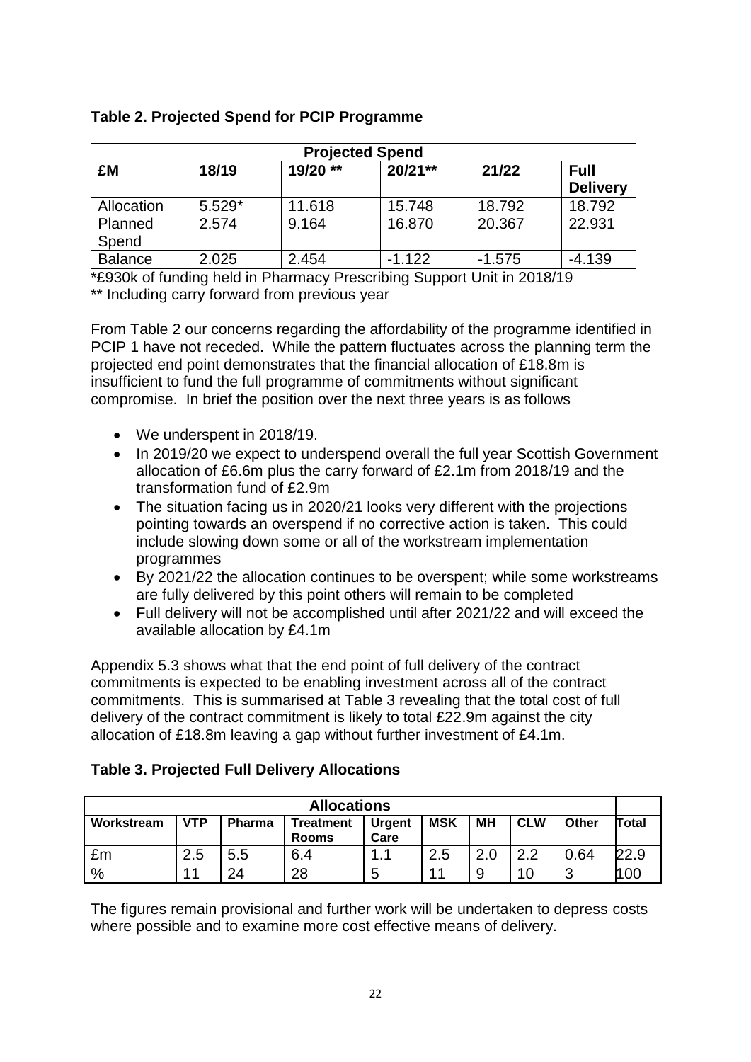**Table 2. Projected Spend for PCIP Programme**

| Projected Spend | | | | | |
|---|---|---|---|---|---|
| £M | 18/19 | 19/20 ** | 20/21** | 21/22 | Full Delivery |
| Allocation | 5.529* | 11.618 | 15.748 | 18.792 | 18.792 |
| Planned Spend | 2.574 | 9.164 | 16.870 | 20.367 | 22.931 |
| Balance | 2.025 | 2.454 | -1.122 | -1.575 | -4.139 |

*£930k of funding held in Pharmacy Prescribing Support Unit in 2018/19
** Including carry forward from previous year

From Table 2 our concerns regarding the affordability of the programme identified in PCIP 1 have not receded. While the pattern fluctuates across the planning term the projected end point demonstrates that the financial allocation of £18.8m is insufficient to fund the full programme of commitments without significant compromise. In brief the position over the next three years is as follows

- We underspent in 2018/19.
- In 2019/20 we expect to underspend overall the full year Scottish Government allocation of £6.6m plus the carry forward of £2.1m from 2018/19 and the transformation fund of £2.9m
- The situation facing us in 2020/21 looks very different with the projections pointing towards an overspend if no corrective action is taken. This could include slowing down some or all of the workstream implementation programmes
- By 2021/22 the allocation continues to be overspent; while some workstreams are fully delivered by this point others will remain to be completed
- Full delivery will not be accomplished until after 2021/22 and will exceed the available allocation by £4.1m

Appendix 5.3 shows what that the end point of full delivery of the contract commitments is expected to be enabling investment across all of the contract commitments. This is summarised at Table 3 revealing that the total cost of full delivery of the contract commitment is likely to total £22.9m against the city allocation of £18.8m leaving a gap without further investment of £4.1m.

**Table 3. Projected Full Delivery Allocations**

| Allocations | | | | | | | | | |
|---|---|---|---|---|---|---|---|---|---|
| Workstream | VTP | Pharma | Treatment Rooms | Urgent Care | MSK | MH | CLW | Other | Total |
| £m | 2.5 | 5.5 | 6.4 | 1.1 | 2.5 | 2.0 | 2.2 | 0.64 | 22.9 |
| % | 11 | 24 | 28 | 5 | 11 | 9 | 10 | 3 | 100 |

The figures remain provisional and further work will be undertaken to depress costs where possible and to examine more cost effective means of delivery.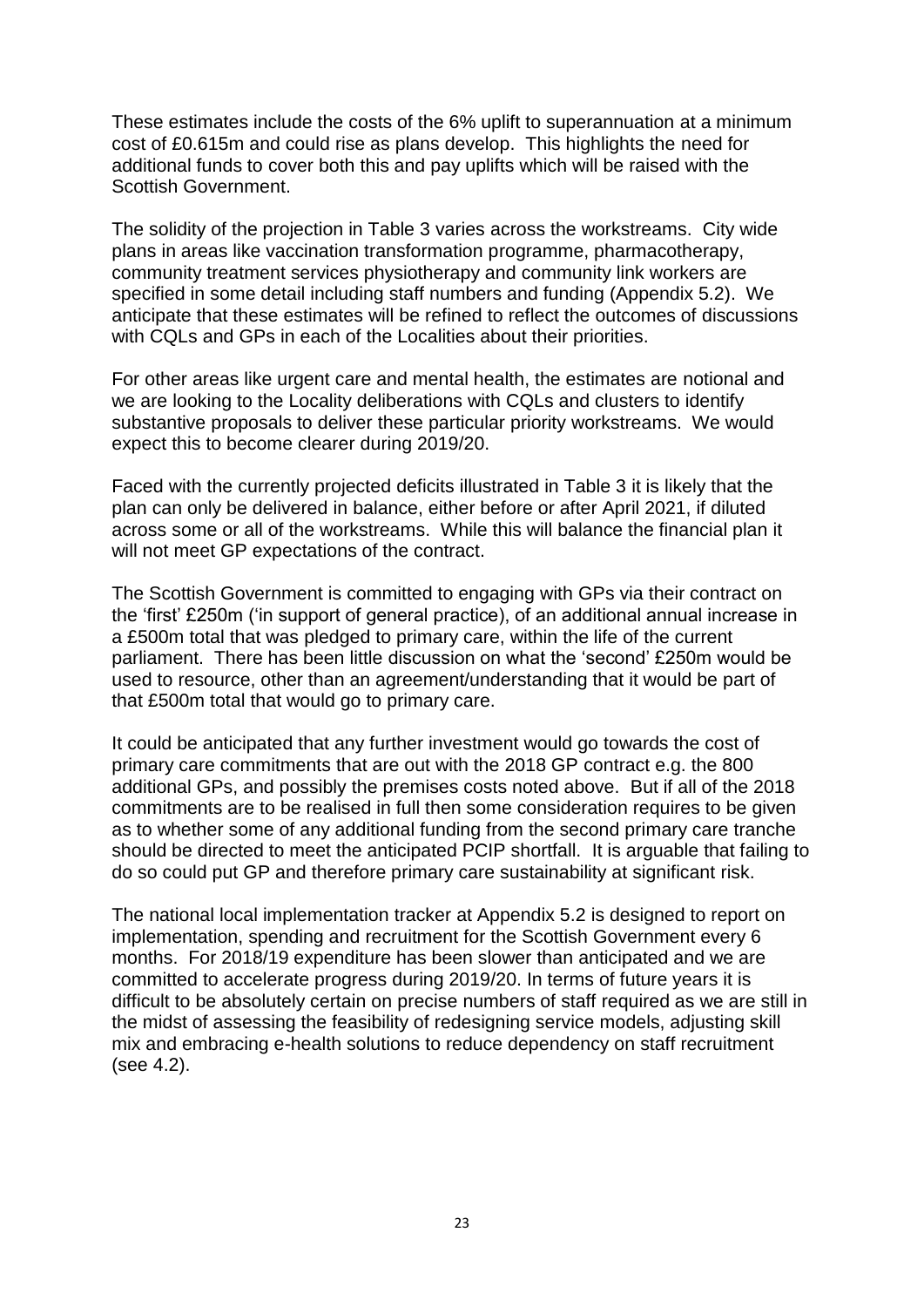These estimates include the costs of the 6% uplift to superannuation at a minimum cost of £0.615m and could rise as plans develop. This highlights the need for additional funds to cover both this and pay uplifts which will be raised with the Scottish Government.

The solidity of the projection in Table 3 varies across the workstreams. City wide plans in areas like vaccination transformation programme, pharmacotherapy, community treatment services physiotherapy and community link workers are specified in some detail including staff numbers and funding (Appendix 5.2). We anticipate that these estimates will be refined to reflect the outcomes of discussions with CQLs and GPs in each of the Localities about their priorities.

For other areas like urgent care and mental health, the estimates are notional and we are looking to the Locality deliberations with CQLs and clusters to identify substantive proposals to deliver these particular priority workstreams. We would expect this to become clearer during 2019/20.

Faced with the currently projected deficits illustrated in Table 3 it is likely that the plan can only be delivered in balance, either before or after April 2021, if diluted across some or all of the workstreams. While this will balance the financial plan it will not meet GP expectations of the contract.

The Scottish Government is committed to engaging with GPs via their contract on the 'first' £250m ('in support of general practice), of an additional annual increase in a £500m total that was pledged to primary care, within the life of the current parliament. There has been little discussion on what the 'second' £250m would be used to resource, other than an agreement/understanding that it would be part of that £500m total that would go to primary care.

It could be anticipated that any further investment would go towards the cost of primary care commitments that are out with the 2018 GP contract e.g. the 800 additional GPs, and possibly the premises costs noted above. But if all of the 2018 commitments are to be realised in full then some consideration requires to be given as to whether some of any additional funding from the second primary care tranche should be directed to meet the anticipated PCIP shortfall. It is arguable that failing to do so could put GP and therefore primary care sustainability at significant risk.

The national local implementation tracker at Appendix 5.2 is designed to report on implementation, spending and recruitment for the Scottish Government every 6 months. For 2018/19 expenditure has been slower than anticipated and we are committed to accelerate progress during 2019/20. In terms of future years it is difficult to be absolutely certain on precise numbers of staff required as we are still in the midst of assessing the feasibility of redesigning service models, adjusting skill mix and embracing e-health solutions to reduce dependency on staff recruitment (see 4.2).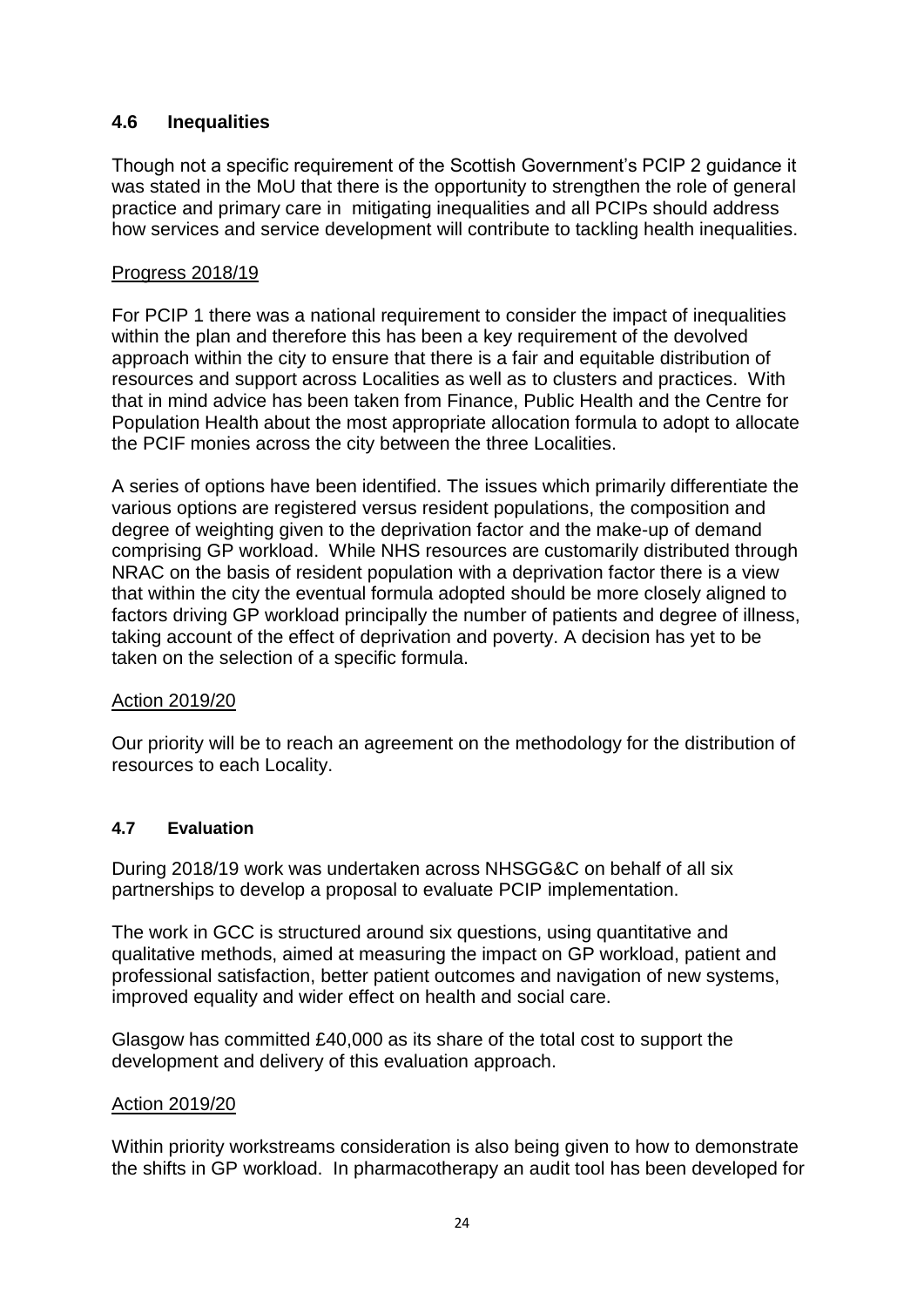### 4.6 Inequalities

Though not a specific requirement of the Scottish Government's PCIP 2 guidance it was stated in the MoU that there is the opportunity to strengthen the role of general practice and primary care in mitigating inequalities and all PCIPs should address how services and service development will contribute to tackling health inequalities.

Progress 2018/19

For PCIP 1 there was a national requirement to consider the impact of inequalities within the plan and therefore this has been a key requirement of the devolved approach within the city to ensure that there is a fair and equitable distribution of resources and support across Localities as well as to clusters and practices. With that in mind advice has been taken from Finance, Public Health and the Centre for Population Health about the most appropriate allocation formula to adopt to allocate the PCIF monies across the city between the three Localities.

A series of options have been identified. The issues which primarily differentiate the various options are registered versus resident populations, the composition and degree of weighting given to the deprivation factor and the make-up of demand comprising GP workload. While NHS resources are customarily distributed through NRAC on the basis of resident population with a deprivation factor there is a view that within the city the eventual formula adopted should be more closely aligned to factors driving GP workload principally the number of patients and degree of illness, taking account of the effect of deprivation and poverty. A decision has yet to be taken on the selection of a specific formula.

Action 2019/20

Our priority will be to reach an agreement on the methodology for the distribution of resources to each Locality.

### 4.7 Evaluation

During 2018/19 work was undertaken across NHSGG&C on behalf of all six partnerships to develop a proposal to evaluate PCIP implementation.

The work in GCC is structured around six questions, using quantitative and qualitative methods, aimed at measuring the impact on GP workload, patient and professional satisfaction, better patient outcomes and navigation of new systems, improved equality and wider effect on health and social care.

Glasgow has committed £40,000 as its share of the total cost to support the development and delivery of this evaluation approach.

Action 2019/20

Within priority workstreams consideration is also being given to how to demonstrate the shifts in GP workload. In pharmacotherapy an audit tool has been developed for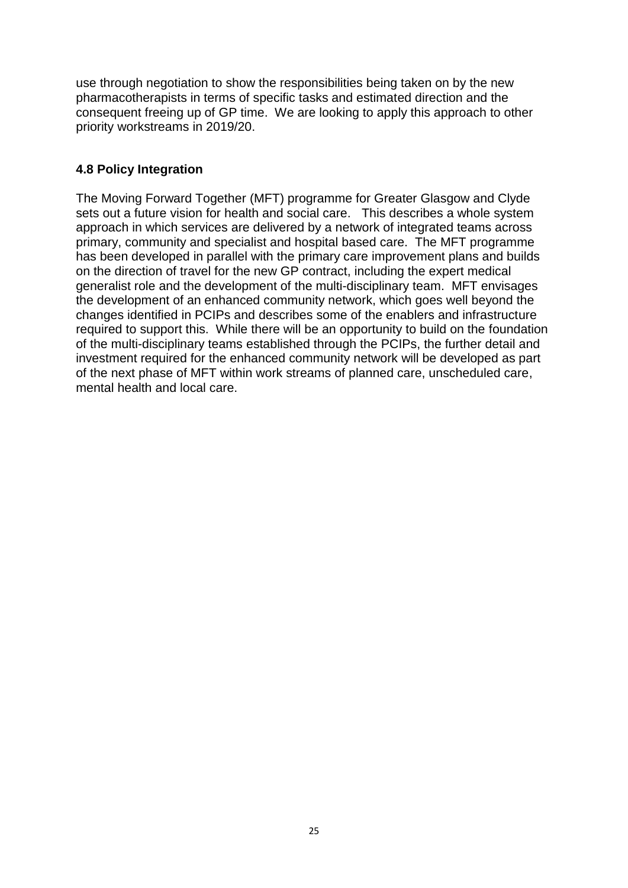use through negotiation to show the responsibilities being taken on by the new pharmacotherapists in terms of specific tasks and estimated direction and the consequent freeing up of GP time. We are looking to apply this approach to other priority workstreams in 2019/20.

### 4.8 Policy Integration

The Moving Forward Together (MFT) programme for Greater Glasgow and Clyde sets out a future vision for health and social care. This describes a whole system approach in which services are delivered by a network of integrated teams across primary, community and specialist and hospital based care. The MFT programme has been developed in parallel with the primary care improvement plans and builds on the direction of travel for the new GP contract, including the expert medical generalist role and the development of the multi-disciplinary team. MFT envisages the development of an enhanced community network, which goes well beyond the changes identified in PCIPs and describes some of the enablers and infrastructure required to support this. While there will be an opportunity to build on the foundation of the multi-disciplinary teams established through the PCIPs, the further detail and investment required for the enhanced community network will be developed as part of the next phase of MFT within work streams of planned care, unscheduled care, mental health and local care.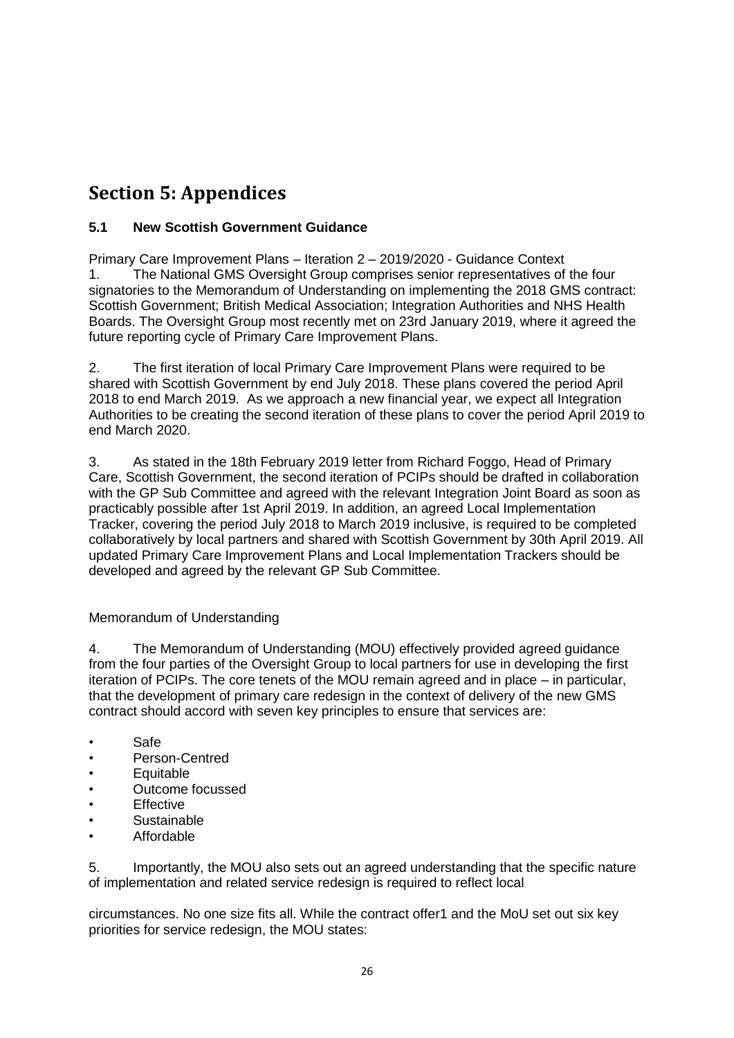# Section 5: Appendices

### 5.1 New Scottish Government Guidance

Primary Care Improvement Plans – Iteration 2 – 2019/2020 - Guidance Context

1. The National GMS Oversight Group comprises senior representatives of the four signatories to the Memorandum of Understanding on implementing the 2018 GMS contract: Scottish Government; British Medical Association; Integration Authorities and NHS Health Boards. The Oversight Group most recently met on 23rd January 2019, where it agreed the future reporting cycle of Primary Care Improvement Plans.

2. The first iteration of local Primary Care Improvement Plans were required to be shared with Scottish Government by end July 2018. These plans covered the period April 2018 to end March 2019. As we approach a new financial year, we expect all Integration Authorities to be creating the second iteration of these plans to cover the period April 2019 to end March 2020.

3. As stated in the 18th February 2019 letter from Richard Foggo, Head of Primary Care, Scottish Government, the second iteration of PCIPs should be drafted in collaboration with the GP Sub Committee and agreed with the relevant Integration Joint Board as soon as practicably possible after 1st April 2019. In addition, an agreed Local Implementation Tracker, covering the period July 2018 to March 2019 inclusive, is required to be completed collaboratively by local partners and shared with Scottish Government by 30th April 2019. All updated Primary Care Improvement Plans and Local Implementation Trackers should be developed and agreed by the relevant GP Sub Committee.

Memorandum of Understanding

4. The Memorandum of Understanding (MOU) effectively provided agreed guidance from the four parties of the Oversight Group to local partners for use in developing the first iteration of PCIPs. The core tenets of the MOU remain agreed and in place – in particular, that the development of primary care redesign in the context of delivery of the new GMS contract should accord with seven key principles to ensure that services are:

- Safe
- Person-Centred
- Equitable
- Outcome focussed
- Effective
- Sustainable
- Affordable

5. Importantly, the MOU also sets out an agreed understanding that the specific nature of implementation and related service redesign is required to reflect local circumstances. No one size fits all. While the contract offer[1] and the MoU set out six key priorities for service redesign, the MOU states: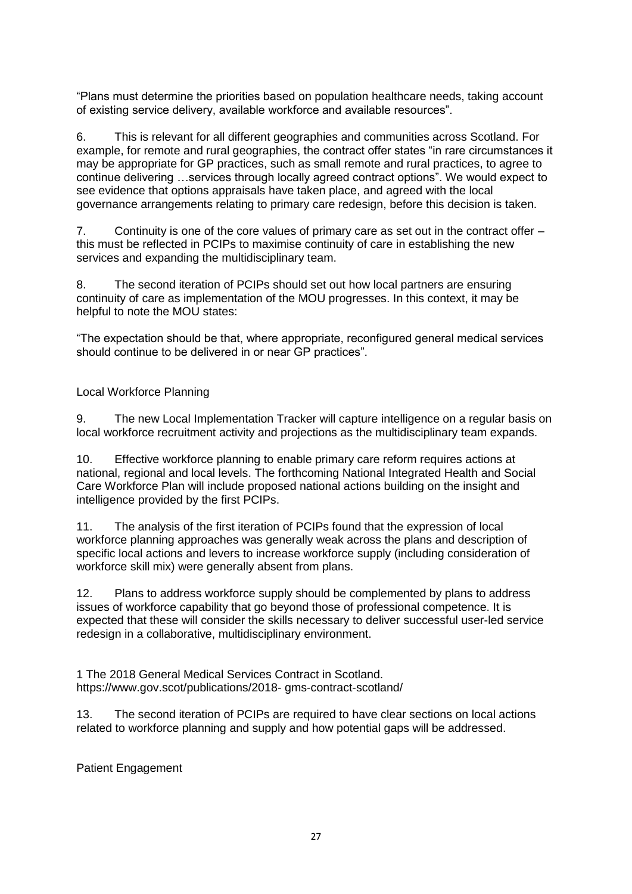"Plans must determine the priorities based on population healthcare needs, taking account of existing service delivery, available workforce and available resources".

6. This is relevant for all different geographies and communities across Scotland. For example, for remote and rural geographies, the contract offer states "in rare circumstances it may be appropriate for GP practices, such as small remote and rural practices, to agree to continue delivering …services through locally agreed contract options". We would expect to see evidence that options appraisals have taken place, and agreed with the local governance arrangements relating to primary care redesign, before this decision is taken.

7. Continuity is one of the core values of primary care as set out in the contract offer – this must be reflected in PCIPs to maximise continuity of care in establishing the new services and expanding the multidisciplinary team.

8. The second iteration of PCIPs should set out how local partners are ensuring continuity of care as implementation of the MOU progresses. In this context, it may be helpful to note the MOU states:

"The expectation should be that, where appropriate, reconfigured general medical services should continue to be delivered in or near GP practices".

Local Workforce Planning

9. The new Local Implementation Tracker will capture intelligence on a regular basis on local workforce recruitment activity and projections as the multidisciplinary team expands.

10. Effective workforce planning to enable primary care reform requires actions at national, regional and local levels. The forthcoming National Integrated Health and Social Care Workforce Plan will include proposed national actions building on the insight and intelligence provided by the first PCIPs.

11. The analysis of the first iteration of PCIPs found that the expression of local workforce planning approaches was generally weak across the plans and description of specific local actions and levers to increase workforce supply (including consideration of workforce skill mix) were generally absent from plans.

12. Plans to address workforce supply should be complemented by plans to address issues of workforce capability that go beyond those of professional competence. It is expected that these will consider the skills necessary to deliver successful user-led service redesign in a collaborative, multidisciplinary environment.

1 The 2018 General Medical Services Contract in Scotland. https://www.gov.scot/publications/2018- gms-contract-scotland/

13. The second iteration of PCIPs are required to have clear sections on local actions related to workforce planning and supply and how potential gaps will be addressed.

Patient Engagement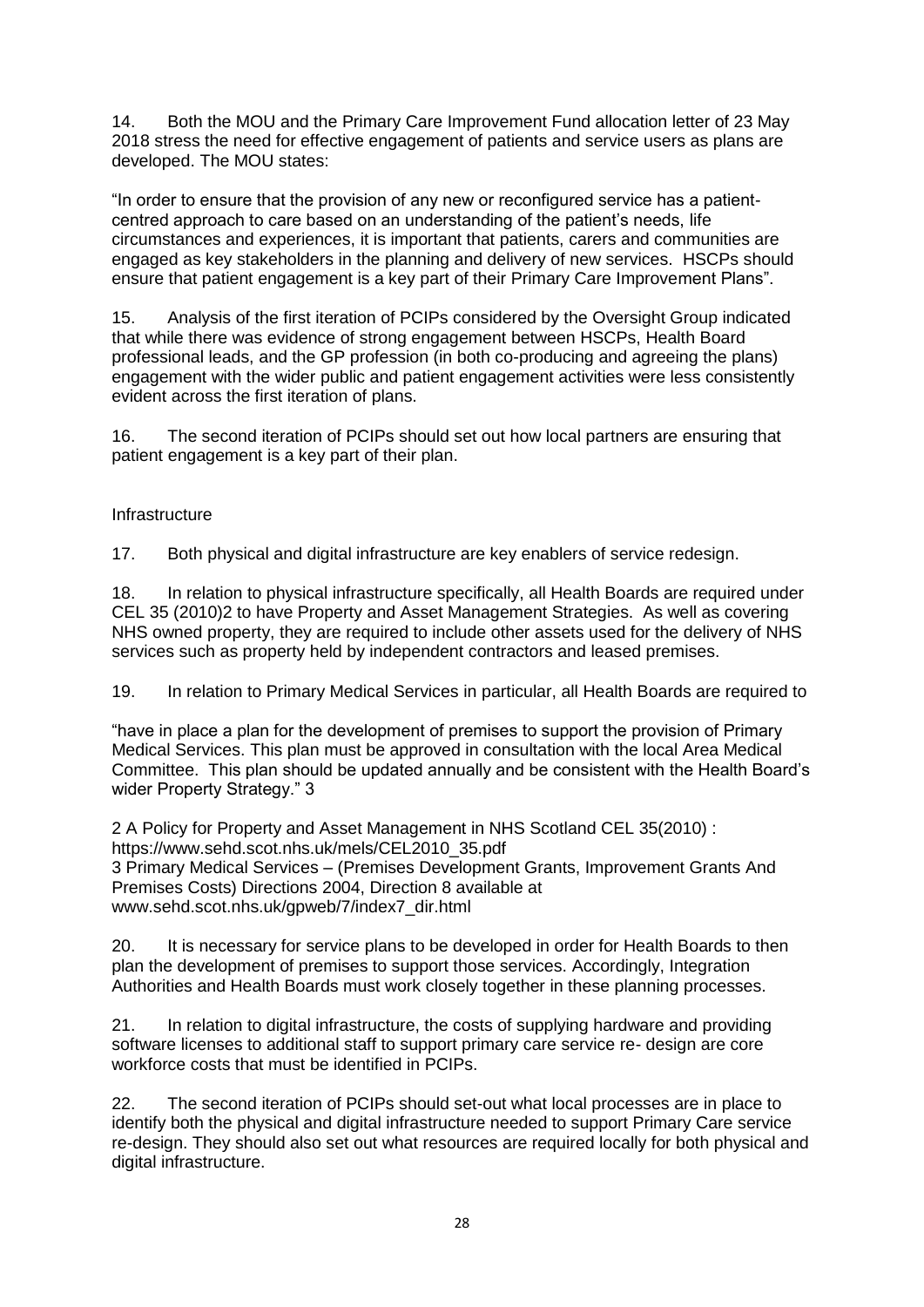14. Both the MOU and the Primary Care Improvement Fund allocation letter of 23 May 2018 stress the need for effective engagement of patients and service users as plans are developed. The MOU states:

"In order to ensure that the provision of any new or reconfigured service has a patient-centred approach to care based on an understanding of the patient's needs, life circumstances and experiences, it is important that patients, carers and communities are engaged as key stakeholders in the planning and delivery of new services. HSCPs should ensure that patient engagement is a key part of their Primary Care Improvement Plans".

15. Analysis of the first iteration of PCIPs considered by the Oversight Group indicated that while there was evidence of strong engagement between HSCPs, Health Board professional leads, and the GP profession (in both co-producing and agreeing the plans) engagement with the wider public and patient engagement activities were less consistently evident across the first iteration of plans.

16. The second iteration of PCIPs should set out how local partners are ensuring that patient engagement is a key part of their plan.

## Infrastructure

17. Both physical and digital infrastructure are key enablers of service redesign.

18. In relation to physical infrastructure specifically, all Health Boards are required under CEL 35 (2010)[2] to have Property and Asset Management Strategies. As well as covering NHS owned property, they are required to include other assets used for the delivery of NHS services such as property held by independent contractors and leased premises.

19. In relation to Primary Medical Services in particular, all Health Boards are required to

"have in place a plan for the development of premises to support the provision of Primary Medical Services. This plan must be approved in consultation with the local Area Medical Committee. This plan should be updated annually and be consistent with the Health Board's wider Property Strategy." [3]

[2] A Policy for Property and Asset Management in NHS Scotland CEL 35(2010) : https://www.sehd.scot.nhs.uk/mels/CEL2010_35.pdf

[3] Primary Medical Services – (Premises Development Grants, Improvement Grants And Premises Costs) Directions 2004, Direction 8 available at www.sehd.scot.nhs.uk/gpweb/7/index7_dir.html

20. It is necessary for service plans to be developed in order for Health Boards to then plan the development of premises to support those services. Accordingly, Integration Authorities and Health Boards must work closely together in these planning processes.

21. In relation to digital infrastructure, the costs of supplying hardware and providing software licenses to additional staff to support primary care service re- design are core workforce costs that must be identified in PCIPs.

22. The second iteration of PCIPs should set-out what local processes are in place to identify both the physical and digital infrastructure needed to support Primary Care service re-design. They should also set out what resources are required locally for both physical and digital infrastructure.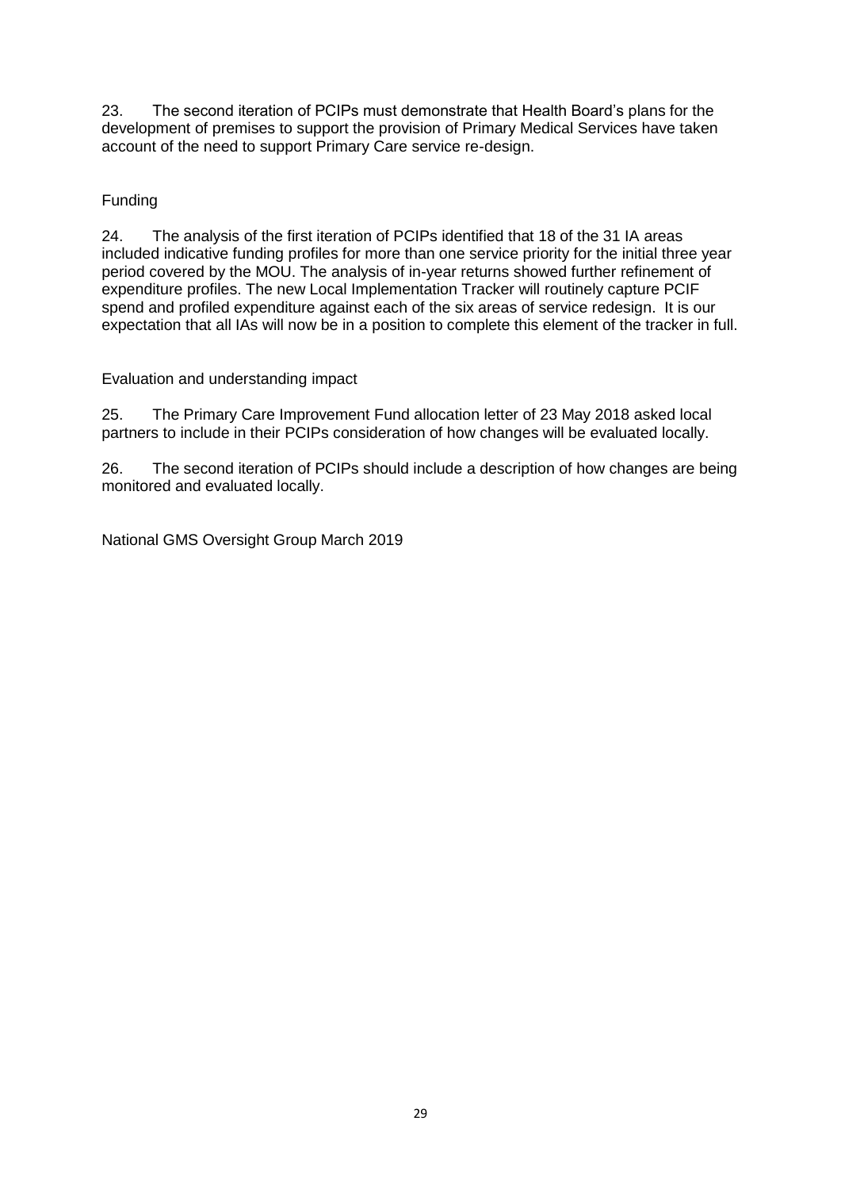23. The second iteration of PCIPs must demonstrate that Health Board's plans for the development of premises to support the provision of Primary Medical Services have taken account of the need to support Primary Care service re-design.

## Funding

24. The analysis of the first iteration of PCIPs identified that 18 of the 31 IA areas included indicative funding profiles for more than one service priority for the initial three year period covered by the MOU. The analysis of in-year returns showed further refinement of expenditure profiles. The new Local Implementation Tracker will routinely capture PCIF spend and profiled expenditure against each of the six areas of service redesign. It is our expectation that all IAs will now be in a position to complete this element of the tracker in full.

## Evaluation and understanding impact

25. The Primary Care Improvement Fund allocation letter of 23 May 2018 asked local partners to include in their PCIPs consideration of how changes will be evaluated locally.

26. The second iteration of PCIPs should include a description of how changes are being monitored and evaluated locally.

National GMS Oversight Group March 2019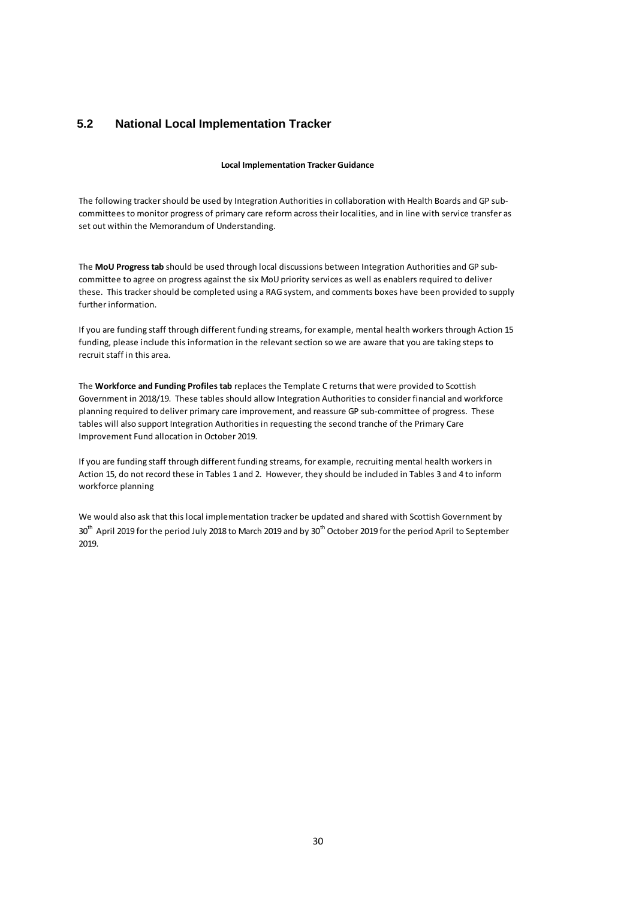## 5.2 National Local Implementation Tracker

**Local Implementation Tracker Guidance**

The following tracker should be used by Integration Authorities in collaboration with Health Boards and GP sub-committees to monitor progress of primary care reform across their localities, and in line with service transfer as set out within the Memorandum of Understanding.

The **MoU Progress tab** should be used through local discussions between Integration Authorities and GP sub-committee to agree on progress against the six MoU priority services as well as enablers required to deliver these. This tracker should be completed using a RAG system, and comments boxes have been provided to supply further information.

If you are funding staff through different funding streams, for example, mental health workers through Action 15 funding, please include this information in the relevant section so we are aware that you are taking steps to recruit staff in this area.

The **Workforce and Funding Profiles tab** replaces the Template C returns that were provided to Scottish Government in 2018/19. These tables should allow Integration Authorities to consider financial and workforce planning required to deliver primary care improvement, and reassure GP sub-committee of progress. These tables will also support Integration Authorities in requesting the second tranche of the Primary Care Improvement Fund allocation in October 2019.

If you are funding staff through different funding streams, for example, recruiting mental health workers in Action 15, do not record these in Tables 1 and 2. However, they should be included in Tables 3 and 4 to inform workforce planning

We would also ask that this local implementation tracker be updated and shared with Scottish Government by 30th April 2019 for the period July 2018 to March 2019 and by 30th October 2019 for the period April to September 2019.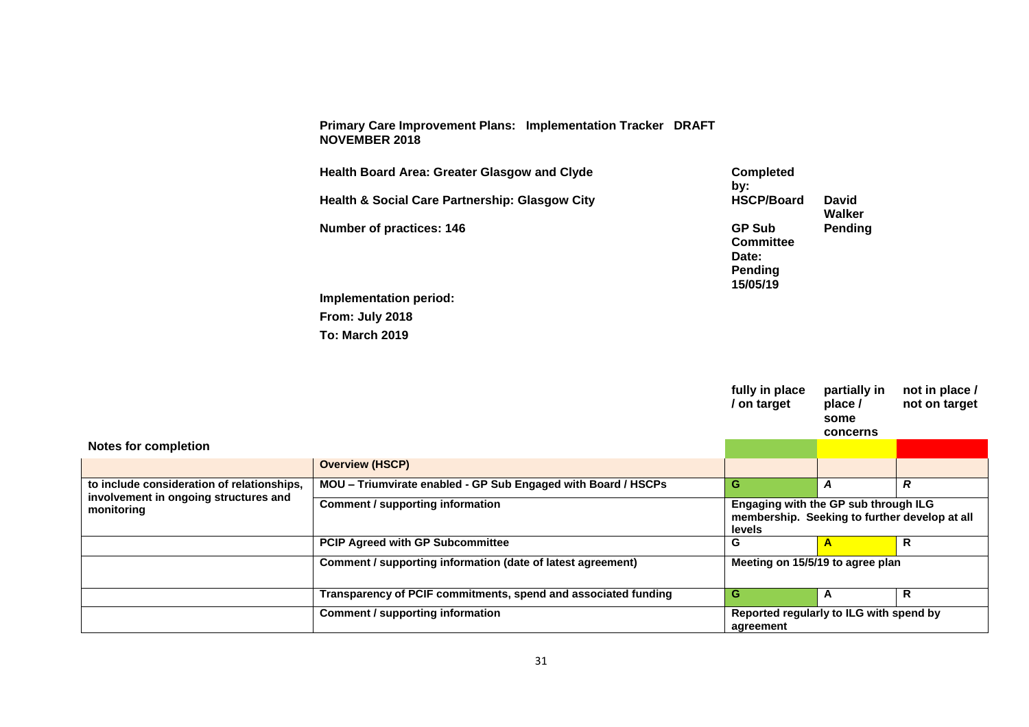**Primary Care Improvement Plans: Implementation Tracker DRAFT NOVEMBER 2018**

**Health Board Area: Greater Glasgow and Clyde**

**Health & Social Care Partnership: Glasgow City**

**Number of practices: 146**

**Completed by:**

**HSCP/Board** **David Walker**

**GP Sub Committee Date: Pending 15/05/19** **Pending**

**Implementation period:**

**From: July 2018**

**To: March 2019**

| Notes for completion | | fully in place / on target | partially in place / some concerns | not in place / not on target |
|---|---|---|---|---|
| | **Overview (HSCP)** | | | |
| to include consideration of relationships, involvement in ongoing structures and monitoring | **MOU – Triumvirate enabled - GP Sub Engaged with Board / HSCPs** | **G** | ***A*** | ***R*** |
| | **Comment / supporting information** | **Engaging with the GP sub through ILG membership. Seeking to further develop at all levels** | | |
| | **PCIP Agreed with GP Subcommittee** | **G** | **A** | **R** |
| | **Comment / supporting information (date of latest agreement)** | **Meeting on 15/5/19 to agree plan** | | |
| | **Transparency of PCIF commitments, spend and associated funding** | **G** | **A** | **R** |
| | **Comment / supporting information** | **Reported regularly to ILG with spend by agreement** | | |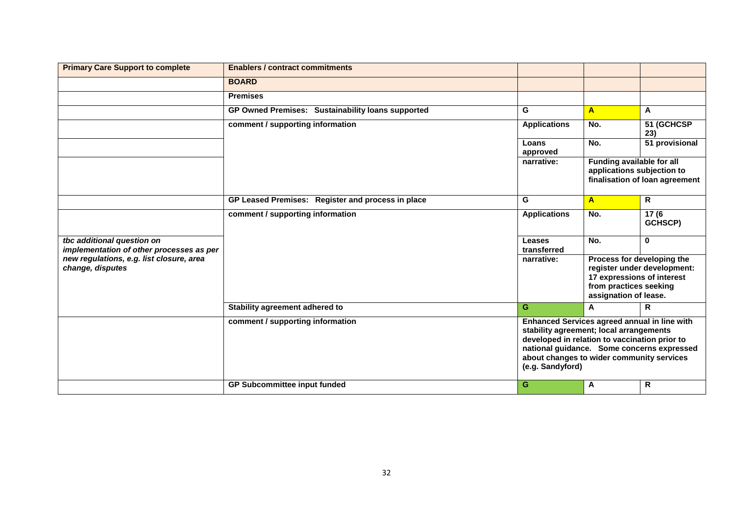| **Primary Care Support to complete** | **Enablers / contract commitments** | | | |
|---|---|---|---|---|
| | **BOARD** | | | |
| | **Premises** | | | |
| | **GP Owned Premises: Sustainability loans supported** | **G** | **A** | **A** |
| | **comment / supporting information** | **Applications** | **No.** | **51 (GCHCSP 23)** |
| | | **Loans approved** | **No.** | **51 provisional** |
| | | **narrative:** | **Funding available for all applications subjection to finalisation of loan agreement** | |
| | **GP Leased Premises: Register and process in place** | **G** | **A** | **R** |
| | **comment / supporting information** | **Applications** | **No.** | **17 (6 GCHSCP)** |
| ***tbc additional question on implementation of other processes as per new regulations, e.g. list closure, area change, disputes*** | | **Leases transferred** | **No.** | **0** |
| | | **narrative:** | **Process for developing the register under development: 17 expressions of interest from practices seeking assignation of lease.** | |
| | **Stability agreement adhered to** | **G** | **A** | **R** |
| | **comment / supporting information** | **Enhanced Services agreed annual in line with stability agreement; local arrangements developed in relation to vaccination prior to national guidance. Some concerns expressed about changes to wider community services (e.g. Sandyford)** | | |
| | **GP Subcommittee input funded** | **G** | **A** | **R** |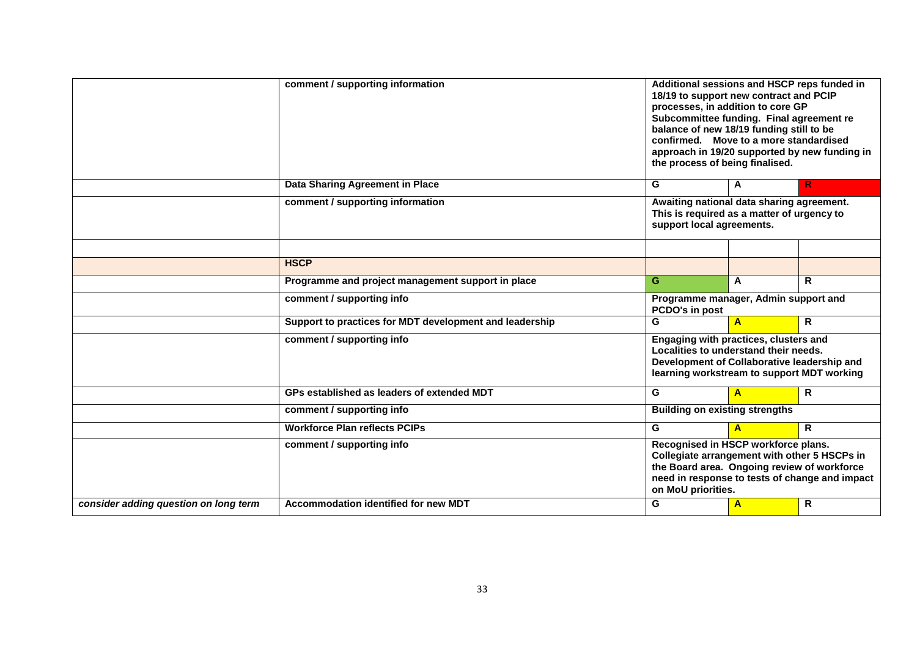| | | | | |
|---|---|---|---|---|
| | **comment / supporting information** | **Additional sessions and HSCP reps funded in 18/19 to support new contract and PCIP processes, in addition to core GP Subcommittee funding. Final agreement re balance of new 18/19 funding still to be confirmed. Move to a more standardised approach in 19/20 supported by new funding in the process of being finalised.** | | |
| | **Data Sharing Agreement in Place** | **G** | **A** | **R** |
| | **comment / supporting information** | **Awaiting national data sharing agreement. This is required as a matter of urgency to support local agreements.** | | |
| | | | | |
| | **HSCP** | | | |
| | **Programme and project management support in place** | **G** | **A** | **R** |
| | **comment / supporting info** | **Programme manager, Admin support and PCDO's in post** | | |
| | **Support to practices for MDT development and leadership** | **G** | **A** | **R** |
| | **comment / supporting info** | **Engaging with practices, clusters and Localities to understand their needs. Development of Collaborative leadership and learning workstream to support MDT working** | | |
| | **GPs established as leaders of extended MDT** | **G** | **A** | **R** |
| | **comment / supporting info** | **Building on existing strengths** | | |
| | **Workforce Plan reflects PCIPs** | **G** | **A** | **R** |
| | **comment / supporting info** | **Recognised in HSCP workforce plans. Collegiate arrangement with other 5 HSCPs in the Board area. Ongoing review of workforce need in response to tests of change and impact on MoU priorities.** | | |
| ***consider adding question on long term*** | **Accommodation identified for new MDT** | **G** | **A** | **R** |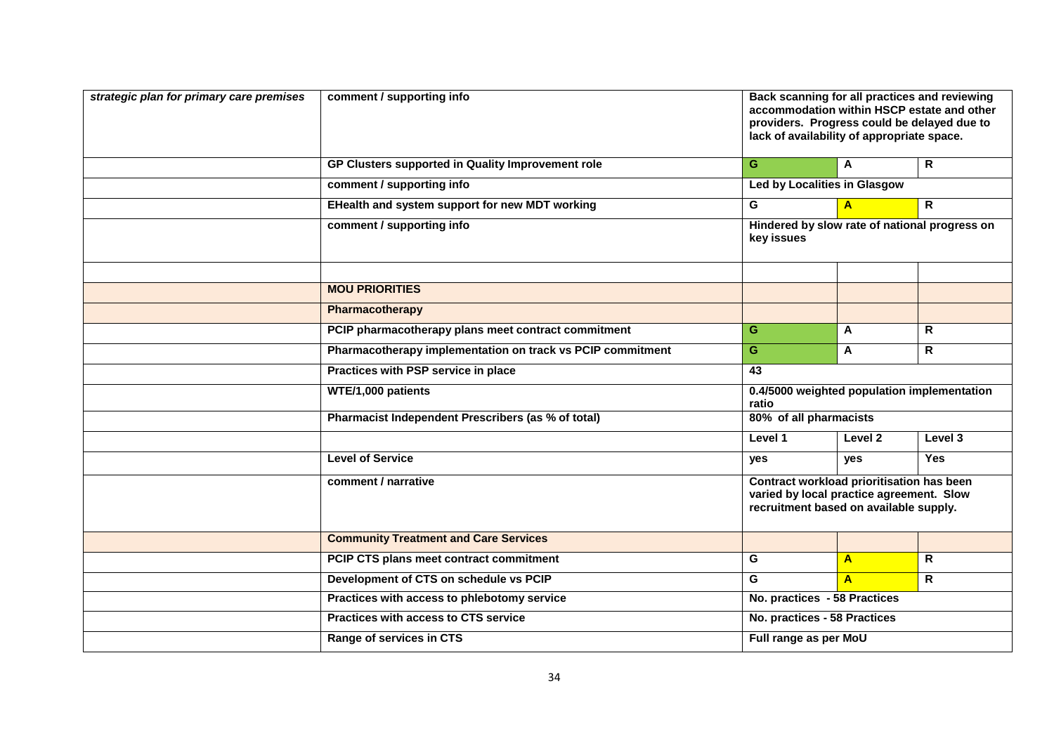| | | | | |
|---|---|---|---|---|
| *strategic plan for primary care premises* | comment / supporting info | **Back scanning for all practices and reviewing accommodation within HSCP estate and other providers. Progress could be delayed due to lack of availability of appropriate space.** | | |
| | **GP Clusters supported in Quality Improvement role** | **G** | **A** | **R** |
| | comment / supporting info | **Led by Localities in Glasgow** | | |
| | **EHealth and system support for new MDT working** | **G** | **A** | **R** |
| | comment / supporting info | **Hindered by slow rate of national progress on key issues** | | |
| | | | | |
| | **MOU PRIORITIES** | | | |
| | **Pharmacotherapy** | | | |
| | **PCIP pharmacotherapy plans meet contract commitment** | **G** | **A** | **R** |
| | **Pharmacotherapy implementation on track vs PCIP commitment** | **G** | **A** | **R** |
| | **Practices with PSP service in place** | **43** | | |
| | **WTE/1,000 patients** | **0.4/5000 weighted population implementation ratio** | | |
| | **Pharmacist Independent Prescribers (as % of total)** | **80% of all pharmacists** | | |
| | | **Level 1** | **Level 2** | **Level 3** |
| | **Level of Service** | **yes** | **yes** | **Yes** |
| | comment / narrative | **Contract workload prioritisation has been varied by local practice agreement. Slow recruitment based on available supply.** | | |
| | **Community Treatment and Care Services** | | | |
| | **PCIP CTS plans meet contract commitment** | **G** | **A** | **R** |
| | **Development of CTS on schedule vs PCIP** | **G** | **A** | **R** |
| | **Practices with access to phlebotomy service** | **No. practices - 58 Practices** | | |
| | **Practices with access to CTS service** | **No. practices - 58 Practices** | | |
| | **Range of services in CTS** | **Full range as per MoU** | | |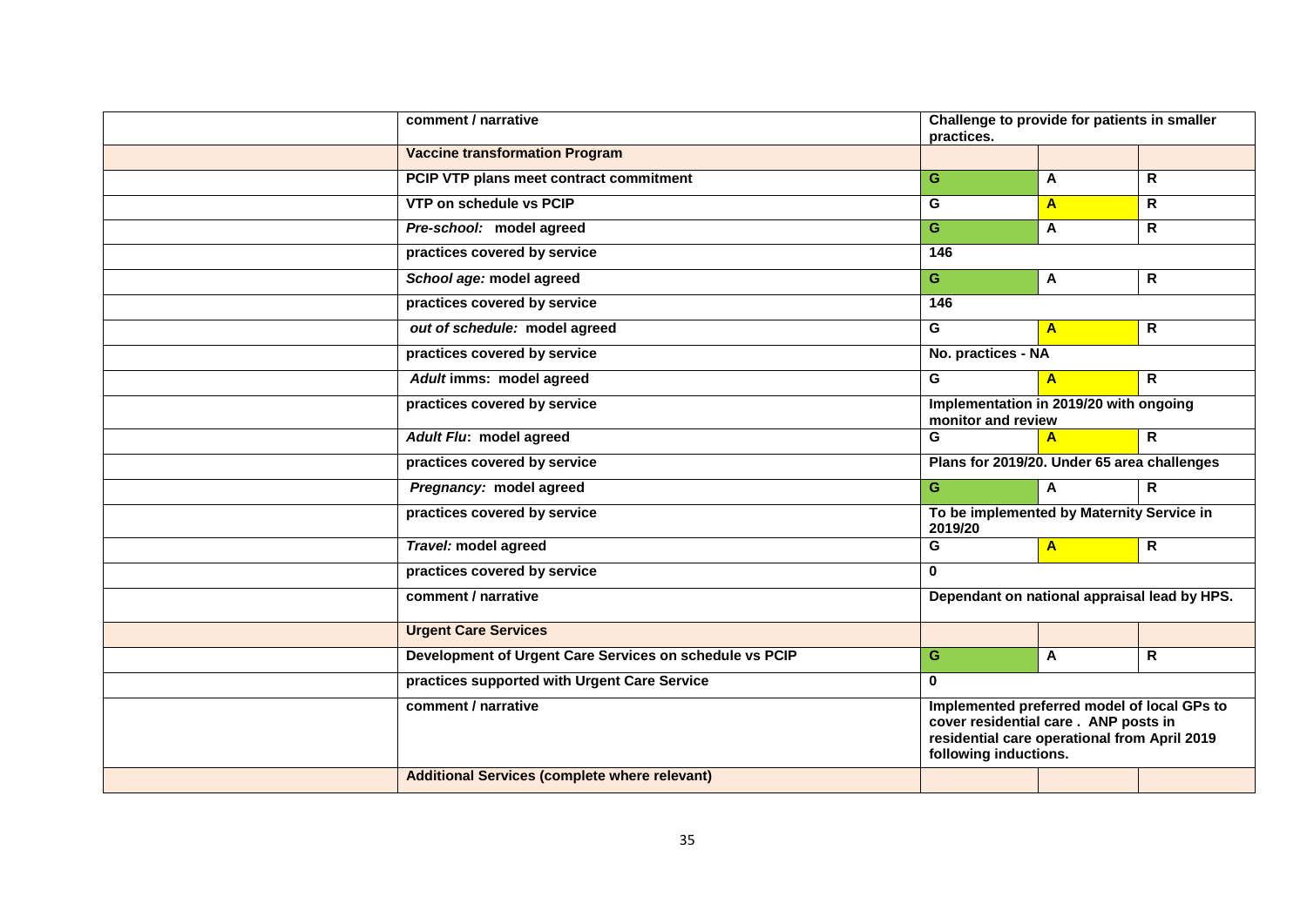| | | | | |
|---|---|---|---|---|
| | comment / narrative | Challenge to provide for patients in smaller practices. | | |
| | **Vaccine transformation Program** | | | |
| | PCIP VTP plans meet contract commitment | G | A | R |
| | VTP on schedule vs PCIP | G | A | R |
| | *Pre-school:* model agreed | G | A | R |
| | practices covered by service | 146 | | |
| | *School age:* model agreed | G | A | R |
| | practices covered by service | 146 | | |
| | *out of schedule:* model agreed | G | A | R |
| | practices covered by service | No. practices - NA | | |
| | *Adult* imms: model agreed | G | A | R |
| | practices covered by service | Implementation in 2019/20 with ongoing monitor and review | | |
| | *Adult Flu*: model agreed | G | A | R |
| | practices covered by service | Plans for 2019/20. Under 65 area challenges | | |
| | *Pregnancy:* model agreed | G | A | R |
| | practices covered by service | To be implemented by Maternity Service in 2019/20 | | |
| | *Travel:* model agreed | G | A | R |
| | practices covered by service | 0 | | |
| | comment / narrative | Dependant on national appraisal lead by HPS. | | |
| | **Urgent Care Services** | | | |
| | Development of Urgent Care Services on schedule vs PCIP | G | A | R |
| | practices supported with Urgent Care Service | 0 | | |
| | comment / narrative | Implemented preferred model of local GPs to cover residential care . ANP posts in residential care operational from April 2019 following inductions. | | |
| | **Additional Services (complete where relevant)** | | | |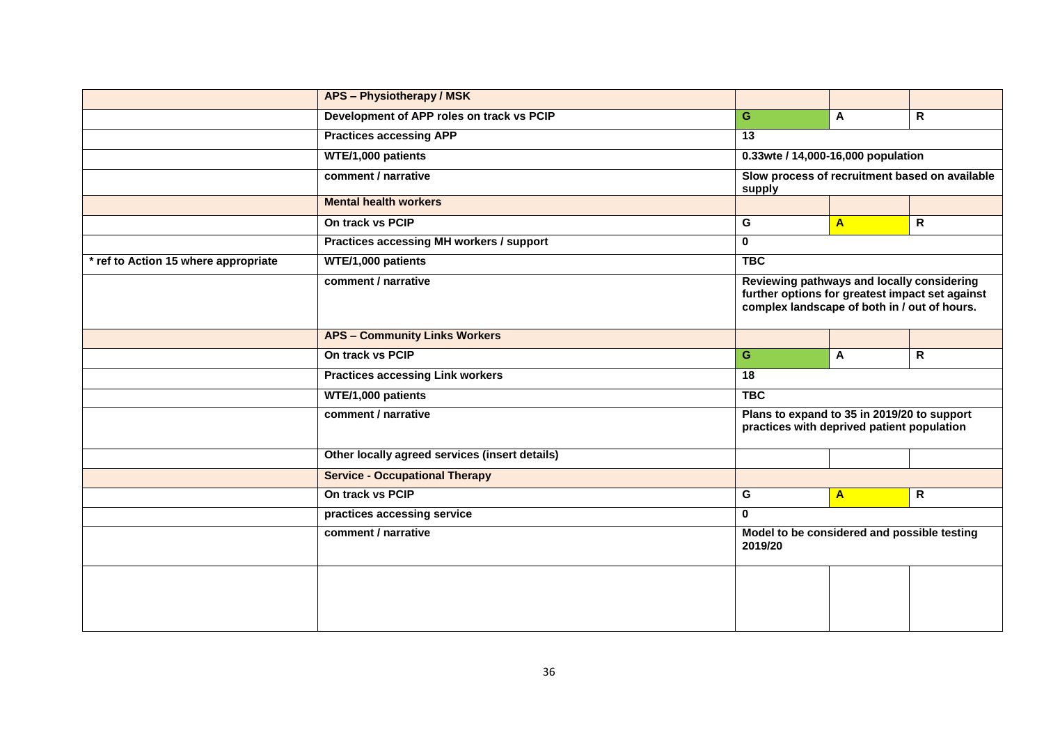| | | | | |
|---|---|---|---|---|
| | **APS – Physiotherapy / MSK** | | | |
| | **Development of APP roles on track vs PCIP** | **G** | **A** | **R** |
| | **Practices accessing APP** | **13** | | |
| | **WTE/1,000 patients** | **0.33wte / 14,000-16,000 population** | | |
| | **comment / narrative** | **Slow process of recruitment based on available supply** | | |
| | **Mental health workers** | | | |
| | **On track vs PCIP** | **G** | **A** | **R** |
| | **Practices accessing MH workers / support** | **0** | | |
| **\* ref to Action 15 where appropriate** | **WTE/1,000 patients** | **TBC** | | |
| | **comment / narrative** | **Reviewing pathways and locally considering further options for greatest impact set against complex landscape of both in / out of hours.** | | |
| | **APS – Community Links Workers** | | | |
| | **On track vs PCIP** | **G** | **A** | **R** |
| | **Practices accessing Link workers** | **18** | | |
| | **WTE/1,000 patients** | **TBC** | | |
| | **comment / narrative** | **Plans to expand to 35 in 2019/20 to support practices with deprived patient population** | | |
| | **Other locally agreed services (insert details)** | | | |
| | **Service - Occupational Therapy** | | | |
| | **On track vs PCIP** | **G** | **A** | **R** |
| | **practices accessing service** | **0** | | |
| | **comment / narrative** | **Model to be considered and possible testing 2019/20** | | |
| | | | | |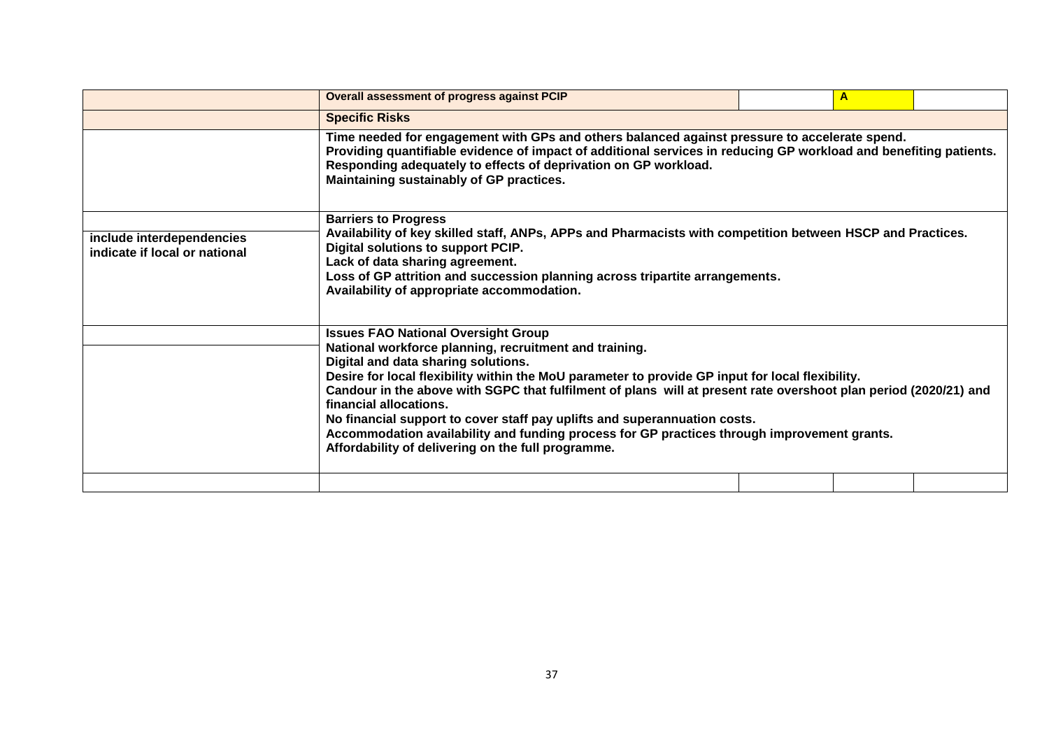|  | Overall assessment of progress against PCIP |  | A |  |
|---|---|---|---|---|
|  | **Specific Risks** |  |  |  |
|  | **Time needed for engagement with GPs and others balanced against pressure to accelerate spend.**<br>**Providing quantifiable evidence of impact of additional services in reducing GP workload and benefiting patients.**<br>**Responding adequately to effects of deprivation on GP workload.**<br>**Maintaining sustainably of GP practices.** |  |  |  |
|  | **Barriers to Progress** |  |  |  |
| include interdependencies<br>indicate if local or national | **Availability of key skilled staff, ANPs, APPs and Pharmacists with competition between HSCP and Practices.**<br>**Digital solutions to support PCIP.**<br>**Lack of data sharing agreement.**<br>**Loss of GP attrition and succession planning across tripartite arrangements.**<br>**Availability of appropriate accommodation.** |  |  |  |
|  | **Issues FAO National Oversight Group** |  |  |  |
|  | **National workforce planning, recruitment and training.**<br>**Digital and data sharing solutions.**<br>**Desire for local flexibility within the MoU parameter to provide GP input for local flexibility.**<br>**Candour in the above with SGPC that fulfilment of plans will at present rate overshoot plan period (2020/21) and financial allocations.**<br>**No financial support to cover staff pay uplifts and superannuation costs.**<br>**Accommodation availability and funding process for GP practices through improvement grants.**<br>**Affordability of delivering on the full programme.** |  |  |  |
|  |  |  |  |  |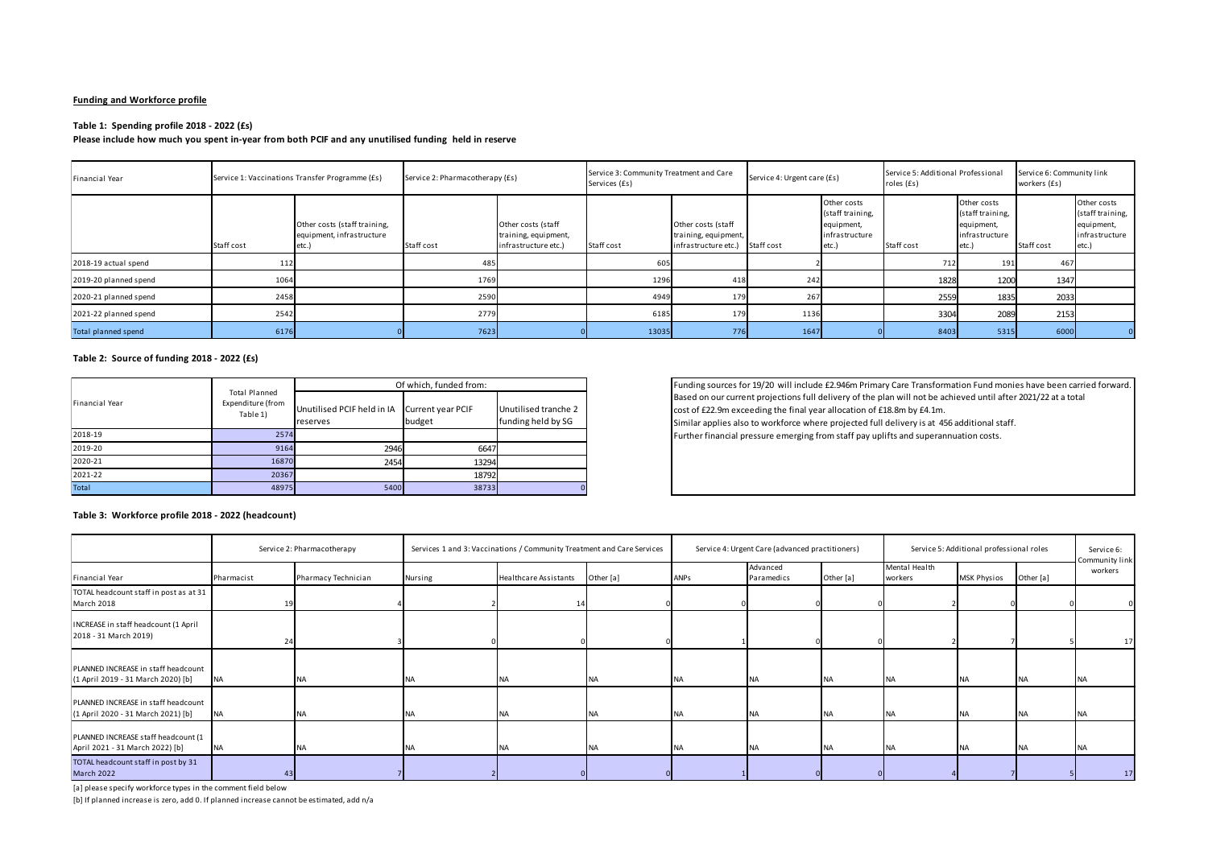**Funding and Workforce profile**

**Table 1: Spending profile 2018 - 2022 (£s)**

**Please include how much you spent in-year from both PCIF and any unutilised funding held in reserve**

| Financial Year | Service 1: Vaccinations Transfer Programme (£s) | | Service 2: Pharmacotherapy (£s) | | Service 3: Community Treatment and Care Services (£s) | | Service 4: Urgent care (£s) | | Service 5: Additional Professional roles (£s) | | Service 6: Community link workers (£s) | |
|---|---|---|---|---|---|---|---|---|---|---|---|---|
| | Staff cost | Other costs (staff training, equipment, infrastructure etc.) | Staff cost | Other costs (staff training, equipment, infrastructure etc.) | Staff cost | Other costs (staff training, equipment, infrastructure etc.) | Staff cost | Other costs (staff training, equipment, infrastructure etc.) | Staff cost | Other costs (staff training, equipment, infrastructure etc.) | Staff cost | Other costs (staff training, equipment, infrastructure etc.) |
| 2018-19 actual spend | 112 | | 485 | | 605 | | 2 | | 712 | 191 | 467 | |
| 2019-20 planned spend | 1064 | | 1769 | | 1296 | 418 | 242 | | 1828 | 1200 | 1347 | |
| 2020-21 planned spend | 2458 | | 2590 | | 4949 | 179 | 267 | | 2559 | 1835 | 2033 | |
| 2021-22 planned spend | 2542 | | 2779 | | 6185 | 179 | 1136 | | 3304 | 2089 | 2153 | |
| Total planned spend | 6176 | 0 | 7623 | 0 | 13035 | 776 | 1647 | 0 | 8403 | 5315 | 6000 | 0 |

**Table 2: Source of funding 2018 - 2022 (£s)**

| Financial Year | Total Planned Expenditure (from Table 1) | Of which, funded from: | | |
|---|---|---|---|---|
| | | Unutilised PCIF held in IA reserves | Current year PCIF budget | Unutilised tranche 2 funding held by SG |
| 2018-19 | 2574 | | | |
| 2019-20 | 9164 | 2946 | 6647 | |
| 2020-21 | 16870 | 2454 | 13294 | |
| 2021-22 | 20367 | | 18792 | |
| Total | 48975 | 5400 | 38733 | 0 |

Funding sources for 19/20 will include £2.946m Primary Care Transformation Fund monies have been carried forward. Based on our current projections full delivery of the plan will not be achieved until after 2021/22 at a total cost of £22.9m exceeding the final year allocation of £18.8m by £4.1m.
Similar applies also to workforce where projected full delivery is at 456 additional staff.
Further financial pressure emerging from staff pay uplifts and superannuation costs.

**Table 3: Workforce profile 2018 - 2022 (headcount)**

| | Service 2: Pharmacotherapy | | Services 1 and 3: Vaccinations / Community Treatment and Care Services | | | Service 4: Urgent Care (advanced practitioners) | | | Service 5: Additional professional roles | | | Service 6: Community link workers |
|---|---|---|---|---|---|---|---|---|---|---|---|---|
| Financial Year | Pharmacist | Pharmacy Technician | Nursing | Healthcare Assistants | Other [a] | ANPs | Advanced Paramedics | Other [a] | Mental Health workers | MSK Physios | Other [a] | |
| TOTAL headcount staff in post as at 31 March 2018 | 19 | 4 | 2 | 14 | 0 | 0 | 0 | 0 | 2 | 0 | 0 | 0 |
| INCREASE in staff headcount (1 April 2018 - 31 March 2019) | 24 | 3 | 0 | 0 | 0 | 1 | 0 | 0 | 2 | 7 | 5 | 17 |
| PLANNED INCREASE in staff headcount (1 April 2019 - 31 March 2020) [b] | NA | NA | NA | NA | NA | NA | NA | NA | NA | NA | NA | NA |
| PLANNED INCREASE in staff headcount (1 April 2020 - 31 March 2021) [b] | NA | NA | NA | NA | NA | NA | NA | NA | NA | NA | NA | NA |
| PLANNED INCREASE staff headcount (1 April 2021 - 31 March 2022) [b] | NA | NA | NA | NA | NA | NA | NA | NA | NA | NA | NA | NA |
| TOTAL headcount staff in post by 31 March 2022 | 43 | 7 | 2 | 0 | 0 | 1 | 0 | 0 | 4 | 7 | 5 | 17 |

[a] please specify workforce types in the comment field below

[b] If planned increase is zero, add 0. If planned increase cannot be estimated, add n/a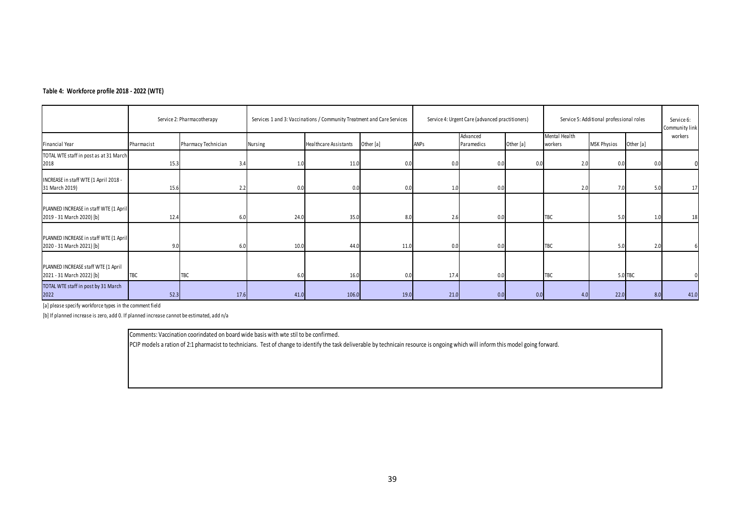**Table 4: Workforce profile 2018 - 2022 (WTE)**

| | Service 2: Pharmacotherapy | | Services 1 and 3: Vaccinations / Community Treatment and Care Services | | | Service 4: Urgent Care (advanced practitioners) | | | Service 5: Additional professional roles | | | Service 6: Community link workers |
|---|---|---|---|---|---|---|---|---|---|---|---|---|
| Financial Year | Pharmacist | Pharmacy Technician | Nursing | Healthcare Assistants | Other [a] | ANPs | Advanced Paramedics | Other [a] | Mental Health workers | MSK Physios | Other [a] | |
| TOTAL WTE staff in post as at 31 March 2018 | 15.3 | 3.4 | 1.0 | 11.0 | 0.0 | 0.0 | 0.0 | 0.0 | 2.0 | 0.0 | 0.0 | 0 |
| INCREASE in staff WTE (1 April 2018 - 31 March 2019) | 15.6 | 2.2 | 0.0 | 0.0 | 0.0 | 1.0 | 0.0 | | 2.0 | 7.0 | 5.0 | 17 |
| PLANNED INCREASE in staff WTE (1 April 2019 - 31 March 2020) [b] | 12.4 | 6.0 | 24.0 | 35.0 | 8.0 | 2.6 | 0.0 | | TBC | 5.0 | 1.0 | 18 |
| PLANNED INCREASE in staff WTE (1 April 2020 - 31 March 2021) [b] | 9.0 | 6.0 | 10.0 | 44.0 | 11.0 | 0.0 | 0.0 | | TBC | 5.0 | 2.0 | 6 |
| PLANNED INCREASE staff WTE (1 April 2021 - 31 March 2022) [b] | TBC | TBC | 6.0 | 16.0 | 0.0 | 17.4 | 0.0 | | TBC | 5.0 | TBC | 0 |
| TOTAL WTE staff in post by 31 March 2022 | 52.3 | 17.6 | 41.0 | 106.0 | 19.0 | 21.0 | 0.0 | 0.0 | 4.0 | 22.0 | 8.0 | 41.0 |

[a] please specify workforce types in the comment field

[b] If planned increase is zero, add 0. If planned increase cannot be estimated, add n/a

Comments: Vaccination coorindated on board wide basis with wte stil to be confirmed.

PCIP models a ration of 2:1 pharmacist to technicians. Test of change to identify the task deliverable by technicain resource is ongoing which will inform this model going forward.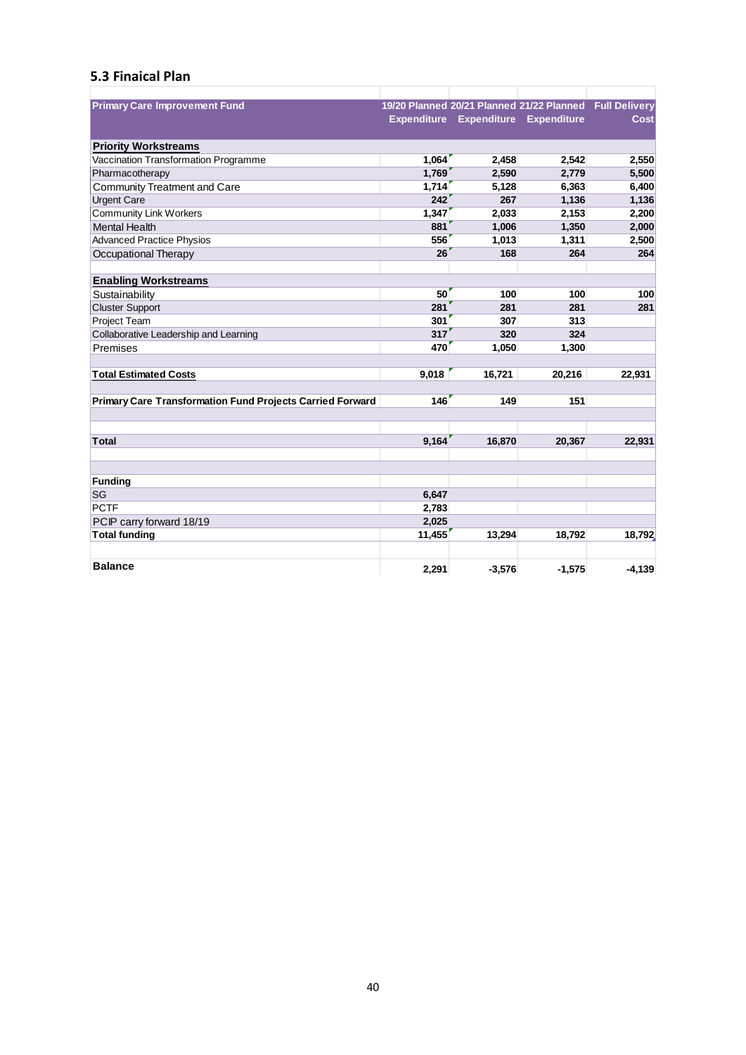### 5.3 Finaical Plan

| Primary Care Improvement Fund | 19/20 Planned Expenditure | 20/21 Planned Expenditure | 21/22 Planned Expenditure | Full Delivery Cost |
|---|---|---|---|---|
| **Priority Workstreams** | | | | |
| Vaccination Transformation Programme | 1,064 | 2,458 | 2,542 | 2,550 |
| Pharmacotherapy | 1,769 | 2,590 | 2,779 | 5,500 |
| Community Treatment and Care | 1,714 | 5,128 | 6,363 | 6,400 |
| Urgent Care | 242 | 267 | 1,136 | 1,136 |
| Community Link Workers | 1,347 | 2,033 | 2,153 | 2,200 |
| Mental Health | 881 | 1,006 | 1,350 | 2,000 |
| Advanced Practice Physios | 556 | 1,013 | 1,311 | 2,500 |
| Occupational Therapy | 26 | 168 | 264 | 264 |
| | | | | |
| **Enabling Workstreams** | | | | |
| Sustainability | 50 | 100 | 100 | 100 |
| Cluster Support | 281 | 281 | 281 | 281 |
| Project Team | 301 | 307 | 313 | |
| Collaborative Leadership and Learning | 317 | 320 | 324 | |
| Premises | 470 | 1,050 | 1,300 | |
| | | | | |
| **Total Estimated Costs** | 9,018 | 16,721 | 20,216 | 22,931 |
| | | | | |
| **Primary Care Transformation Fund Projects Carried Forward** | 146 | 149 | 151 | |
| | | | | |
| **Total** | 9,164 | 16,870 | 20,367 | 22,931 |
| | | | | |
| **Funding** | | | | |
| SG | 6,647 | | | |
| PCTF | 2,783 | | | |
| PCIP carry forward 18/19 | 2,025 | | | |
| **Total funding** | 11,455 | 13,294 | 18,792 | 18,792 |
| | | | | |
| **Balance** | 2,291 | -3,576 | -1,575 | -4,139 |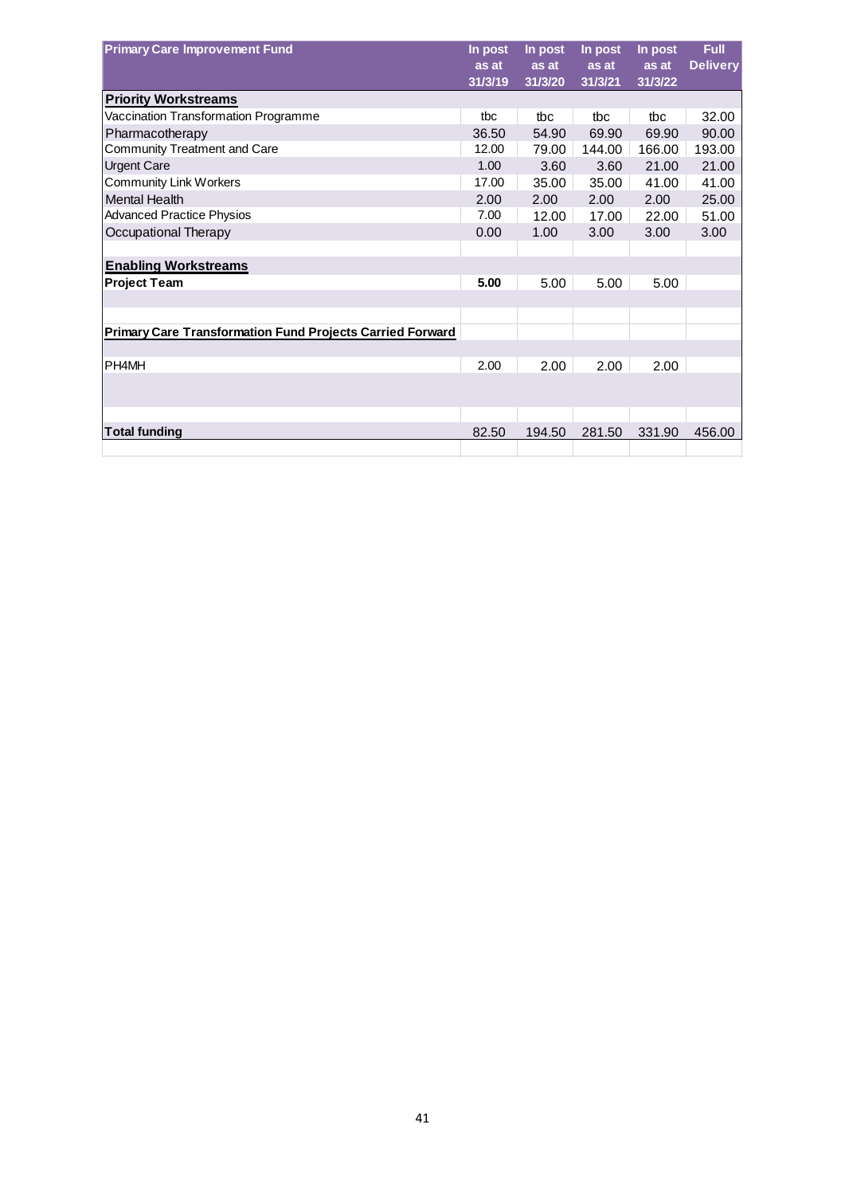| Primary Care Improvement Fund | In post as at 31/3/19 | In post as at 31/3/20 | In post as at 31/3/21 | In post as at 31/3/22 | Full Delivery |
|---|---|---|---|---|---|
| **Priority Workstreams** | | | | | |
| Vaccination Transformation Programme | tbc | tbc | tbc | tbc | 32.00 |
| Pharmacotherapy | 36.50 | 54.90 | 69.90 | 69.90 | 90.00 |
| Community Treatment and Care | 12.00 | 79.00 | 144.00 | 166.00 | 193.00 |
| Urgent Care | 1.00 | 3.60 | 3.60 | 21.00 | 21.00 |
| Community Link Workers | 17.00 | 35.00 | 35.00 | 41.00 | 41.00 |
| Mental Health | 2.00 | 2.00 | 2.00 | 2.00 | 25.00 |
| Advanced Practice Physios | 7.00 | 12.00 | 17.00 | 22.00 | 51.00 |
| Occupational Therapy | 0.00 | 1.00 | 3.00 | 3.00 | 3.00 |
| | | | | | |
| **Enabling Workstreams** | | | | | |
| **Project Team** | **5.00** | 5.00 | 5.00 | 5.00 | |
| | | | | | |
| **Primary Care Transformation Fund Projects Carried Forward** | | | | | |
| | | | | | |
| PH4MH | 2.00 | 2.00 | 2.00 | 2.00 | |
| | | | | | |
| **Total funding** | 82.50 | 194.50 | 281.50 | 331.90 | 456.00 |